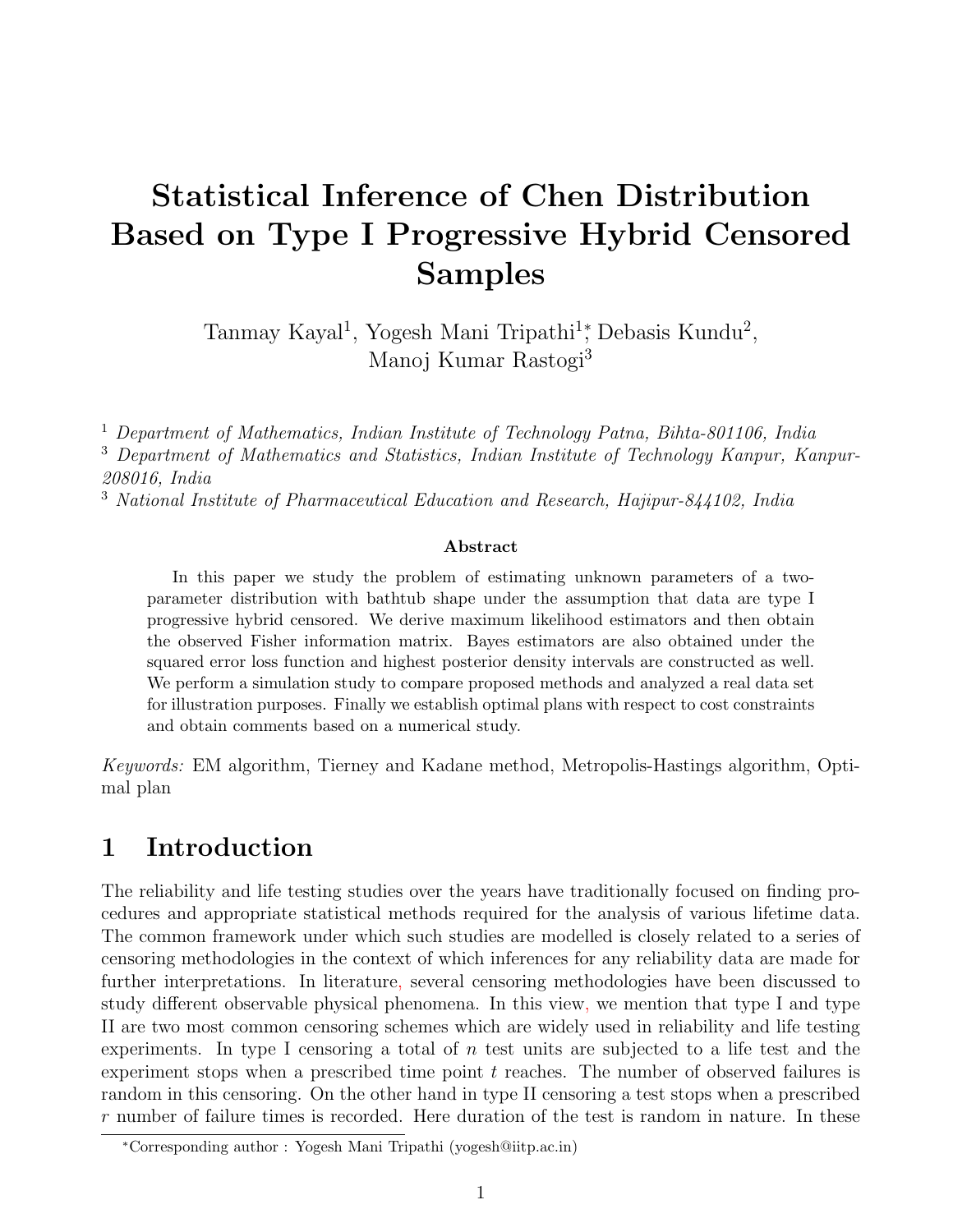# Statistical Inference of Chen Distribution Based on Type I Progressive Hybrid Censored Samples

Tanmay Kayal[1], Yogesh Mani Tripathi[1*], Debasis Kundu[2], Manoj Kumar Rastogi[3]

[1] *Department of Mathematics, Indian Institute of Technology Patna, Bihta-801106, India*
[3] *Department of Mathematics and Statistics, Indian Institute of Technology Kanpur, Kanpur-208016, India*
[3] *National Institute of Pharmaceutical Education and Research, Hajipur-844102, India*

### Abstract

In this paper we study the problem of estimating unknown parameters of a two-parameter distribution with bathtub shape under the assumption that data are type I progressive hybrid censored. We derive maximum likelihood estimators and then obtain the observed Fisher information matrix. Bayes estimators are also obtained under the squared error loss function and highest posterior density intervals are constructed as well. We perform a simulation study to compare proposed methods and analyzed a real data set for illustration purposes. Finally we establish optimal plans with respect to cost constraints and obtain comments based on a numerical study.

*Keywords:* EM algorithm, Tierney and Kadane method, Metropolis-Hastings algorithm, Optimal plan

## 1 Introduction

The reliability and life testing studies over the years have traditionally focused on finding procedures and appropriate statistical methods required for the analysis of various lifetime data. The common framework under which such studies are modelled is closely related to a series of censoring methodologies in the context of which inferences for any reliability data are made for further interpretations. In literature, several censoring methodologies have been discussed to study different observable physical phenomena. In this view, we mention that type I and type II are two most common censoring schemes which are widely used in reliability and life testing experiments. In type I censoring a total of $n$ test units are subjected to a life test and the experiment stops when a prescribed time point $t$ reaches. The number of observed failures is random in this censoring. On the other hand in type II censoring a test stops when a prescribed $r$ number of failure times is recorded. Here duration of the test is random in nature. In these

*Corresponding author : Yogesh Mani Tripathi (yogesh@iitp.ac.in)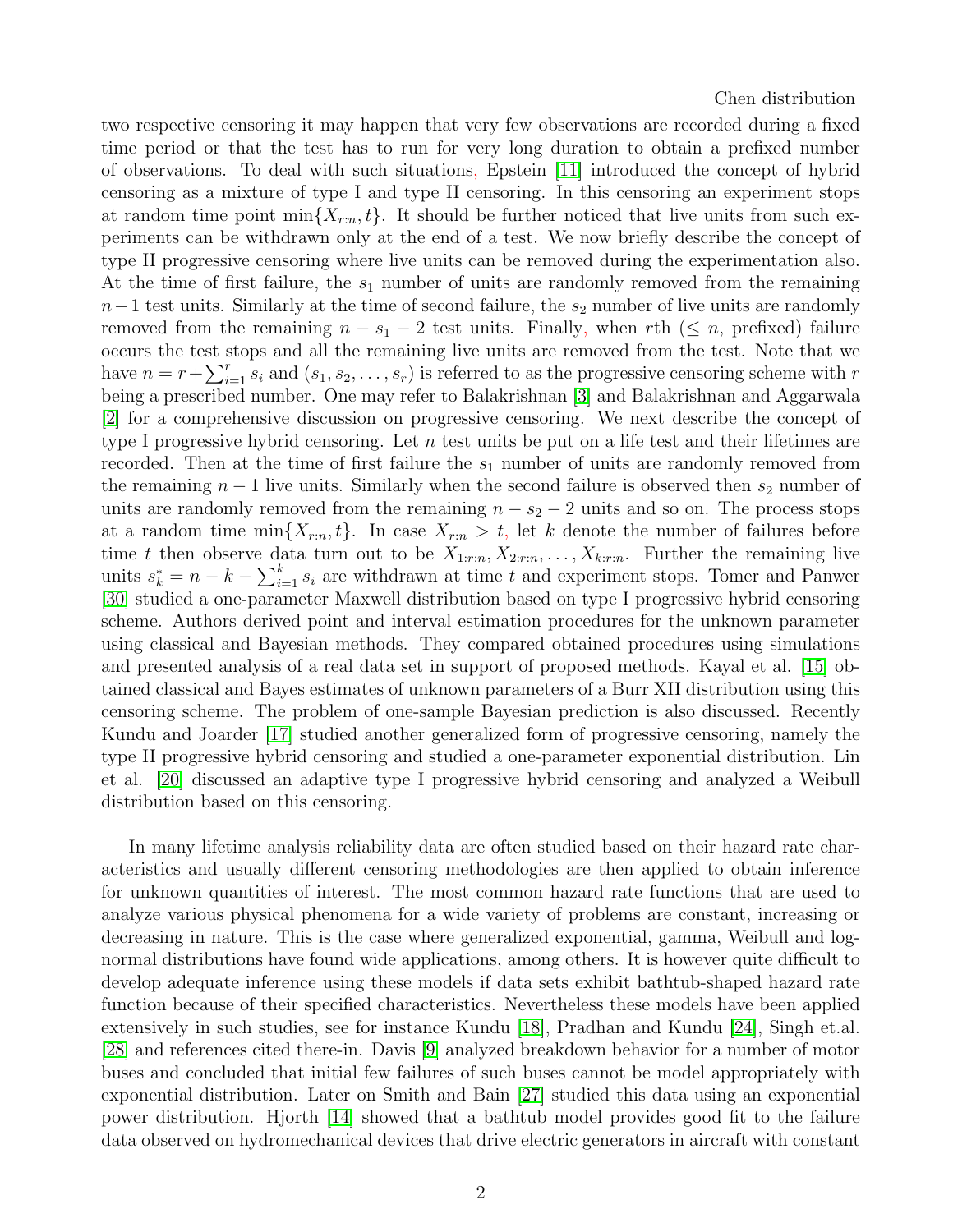two respective censoring it may happen that very few observations are recorded during a fixed time period or that the test has to run for very long duration to obtain a prefixed number of observations. To deal with such situations, Epstein [11] introduced the concept of hybrid censoring as a mixture of type I and type II censoring. In this censoring an experiment stops at random time point $\min\{X_{r:n}, t\}$. It should be further noticed that live units from such experiments can be withdrawn only at the end of a test. We now briefly describe the concept of type II progressive censoring where live units can be removed during the experimentation also. At the time of first failure, the $s_1$ number of units are randomly removed from the remaining $n-1$ test units. Similarly at the time of second failure, the $s_2$ number of live units are randomly removed from the remaining $n - s_1 - 2$ test units. Finally, when $r$th ($\leq n$, prefixed) failure occurs the test stops and all the remaining live units are removed from the test. Note that we have $n = r + \sum_{i=1}^{r} s_i$ and $(s_1, s_2, \ldots, s_r)$ is referred to as the progressive censoring scheme with $r$ being a prescribed number. One may refer to Balakrishnan [3] and Balakrishnan and Aggarwala [2] for a comprehensive discussion on progressive censoring. We next describe the concept of type I progressive hybrid censoring. Let $n$ test units be put on a life test and their lifetimes are recorded. Then at the time of first failure the $s_1$ number of units are randomly removed from the remaining $n-1$ live units. Similarly when the second failure is observed then $s_2$ number of units are randomly removed from the remaining $n - s_2 - 2$ units and so on. The process stops at a random time $\min\{X_{r:n}, t\}$. In case $X_{r:n} > t$, let $k$ denote the number of failures before time $t$ then observe data turn out to be $X_{1:r:n}, X_{2:r:n}, \ldots, X_{k:r:n}$. Further the remaining live units $s_k^* = n - k - \sum_{i=1}^{k} s_i$ are withdrawn at time $t$ and experiment stops. Tomer and Panwer [30] studied a one-parameter Maxwell distribution based on type I progressive hybrid censoring scheme. Authors derived point and interval estimation procedures for the unknown parameter using classical and Bayesian methods. They compared obtained procedures using simulations and presented analysis of a real data set in support of proposed methods. Kayal et al. [15] obtained classical and Bayes estimates of unknown parameters of a Burr XII distribution using this censoring scheme. The problem of one-sample Bayesian prediction is also discussed. Recently Kundu and Joarder [17] studied another generalized form of progressive censoring, namely the type II progressive hybrid censoring and studied a one-parameter exponential distribution. Lin et al. [20] discussed an adaptive type I progressive hybrid censoring and analyzed a Weibull distribution based on this censoring.

In many lifetime analysis reliability data are often studied based on their hazard rate characteristics and usually different censoring methodologies are then applied to obtain inference for unknown quantities of interest. The most common hazard rate functions that are used to analyze various physical phenomena for a wide variety of problems are constant, increasing or decreasing in nature. This is the case where generalized exponential, gamma, Weibull and lognormal distributions have found wide applications, among others. It is however quite difficult to develop adequate inference using these models if data sets exhibit bathtub-shaped hazard rate function because of their specified characteristics. Nevertheless these models have been applied extensively in such studies, see for instance Kundu [18], Pradhan and Kundu [24], Singh et.al. [28] and references cited there-in. Davis [9] analyzed breakdown behavior for a number of motor buses and concluded that initial few failures of such buses cannot be model appropriately with exponential distribution. Later on Smith and Bain [27] studied this data using an exponential power distribution. Hjorth [14] showed that a bathtub model provides good fit to the failure data observed on hydromechanical devices that drive electric generators in aircraft with constant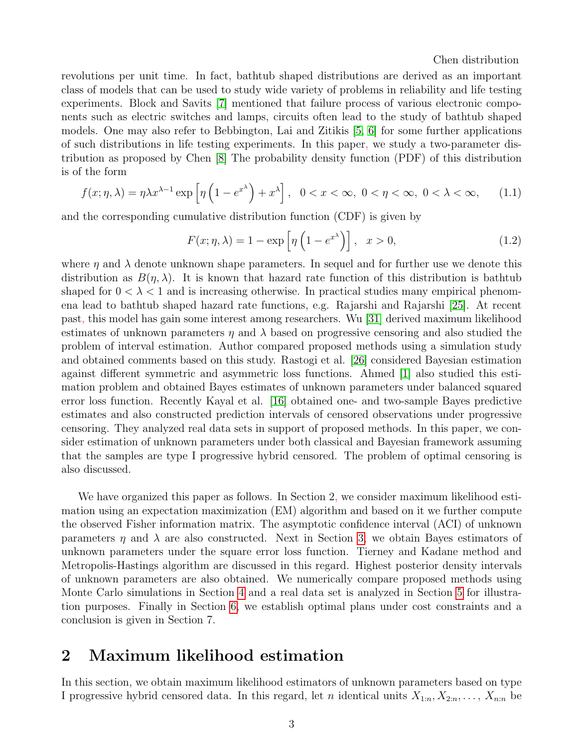revolutions per unit time. In fact, bathtub shaped distributions are derived as an important class of models that can be used to study wide variety of problems in reliability and life testing experiments. Block and Savits [7] mentioned that failure process of various electronic components such as electric switches and lamps, circuits often lead to the study of bathtub shaped models. One may also refer to Bebbington, Lai and Zitikis [5, 6] for some further applications of such distributions in life testing experiments. In this paper, we study a two-parameter distribution as proposed by Chen [8] The probability density function (PDF) of this distribution is of the form

$$f(x;\eta,\lambda) = \eta\lambda x^{\lambda-1}\exp\left[\eta\left(1-e^{x^{\lambda}}\right)+x^{\lambda}\right],\quad 0<x<\infty,\ 0<\eta<\infty,\ 0<\lambda<\infty, \tag{1.1}$$

and the corresponding cumulative distribution function (CDF) is given by

$$F(x;\eta,\lambda) = 1-\exp\left[\eta\left(1-e^{x^{\lambda}}\right)\right],\quad x>0, \tag{1.2}$$

where $\eta$ and $\lambda$ denote unknown shape parameters. In sequel and for further use we denote this distribution as $B(\eta,\lambda)$. It is known that hazard rate function of this distribution is bathtub shaped for $0<\lambda<1$ and is increasing otherwise. In practical studies many empirical phenomena lead to bathtub shaped hazard rate functions, e.g. Rajarshi and Rajarshi [25]. At recent past, this model has gain some interest among researchers. Wu [31] derived maximum likelihood estimates of unknown parameters $\eta$ and $\lambda$ based on progressive censoring and also studied the problem of interval estimation. Author compared proposed methods using a simulation study and obtained comments based on this study. Rastogi et al. [26] considered Bayesian estimation against different symmetric and asymmetric loss functions. Ahmed [1] also studied this estimation problem and obtained Bayes estimates of unknown parameters under balanced squared error loss function. Recently Kayal et al. [16] obtained one- and two-sample Bayes predictive estimates and also constructed prediction intervals of censored observations under progressive censoring. They analyzed real data sets in support of proposed methods. In this paper, we consider estimation of unknown parameters under both classical and Bayesian framework assuming that the samples are type I progressive hybrid censored. The problem of optimal censoring is also discussed.

We have organized this paper as follows. In Section 2, we consider maximum likelihood estimation using an expectation maximization (EM) algorithm and based on it we further compute the observed Fisher information matrix. The asymptotic confidence interval (ACI) of unknown parameters $\eta$ and $\lambda$ are also constructed. Next in Section 3, we obtain Bayes estimators of unknown parameters under the square error loss function. Tierney and Kadane method and Metropolis-Hastings algorithm are discussed in this regard. Highest posterior density intervals of unknown parameters are also obtained. We numerically compare proposed methods using Monte Carlo simulations in Section 4 and a real data set is analyzed in Section 5 for illustration purposes. Finally in Section 6, we establish optimal plans under cost constraints and a conclusion is given in Section 7.

## 2 Maximum likelihood estimation

In this section, we obtain maximum likelihood estimators of unknown parameters based on type I progressive hybrid censored data. In this regard, let $n$ identical units $X_{1:n}, X_{2:n}, \ldots, X_{n:n}$ be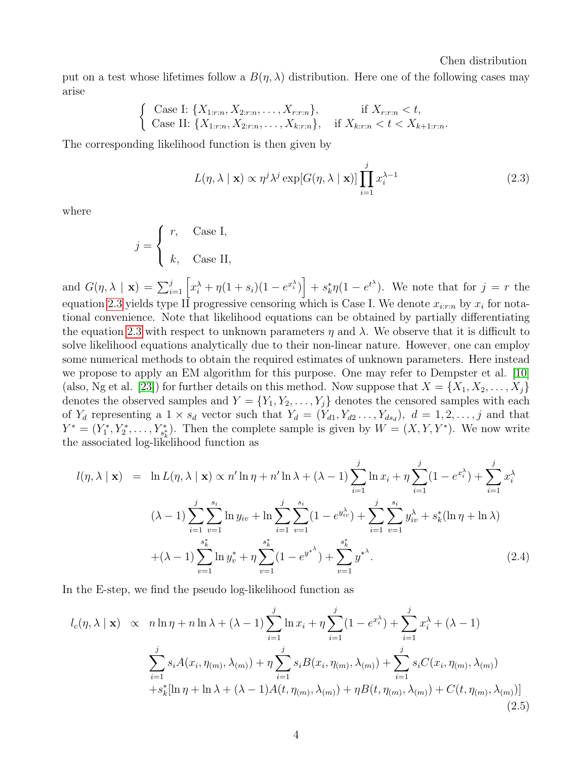put on a test whose lifetimes follow a $B(\eta, \lambda)$ distribution. Here one of the following cases may arise

$$\begin{cases} \text{Case I: } \{X_{1:r:n}, X_{2:r:n}, \ldots, X_{r:r:n}\}, & \text{if } X_{r:r:n} < t, \\ \text{Case II: } \{X_{1:r:n}, X_{2:r:n}, \ldots, X_{k:r:n}\}, & \text{if } X_{k:r:n} < t < X_{k+1:r:n}. \end{cases}$$

The corresponding likelihood function is then given by

$$L(\eta, \lambda \mid \mathbf{x}) \propto \eta^j \lambda^j \exp[G(\eta, \lambda \mid \mathbf{x})] \prod_{i=1}^{j} x_i^{\lambda - 1} \tag{2.3}$$

where

$$j = \begin{cases} r, & \text{Case I,} \\ k, & \text{Case II,} \end{cases}$$

and $G(\eta, \lambda \mid \mathbf{x}) = \sum_{i=1}^{j} \left[ x_i^{\lambda} + \eta(1 + s_i)(1 - e^{x_i^{\lambda}}) \right] + s_k^{*} \eta (1 - e^{t^{\lambda}})$. We note that for $j = r$ the equation 2.3 yields type II progressive censoring which is Case I. We denote $x_{i:r:n}$ by $x_i$ for notational convenience. Note that likelihood equations can be obtained by partially differentiating the equation 2.3 with respect to unknown parameters $\eta$ and $\lambda$. We observe that it is difficult to solve likelihood equations analytically due to their non-linear nature. However, one can employ some numerical methods to obtain the required estimates of unknown parameters. Here instead we propose to apply an EM algorithm for this purpose. One may refer to Dempster et al. [10] (also, Ng et al. [23]) for further details on this method. Now suppose that $X = \{X_1, X_2, \ldots, X_j\}$ denotes the observed samples and $Y = \{Y_1, Y_2, \ldots, Y_j\}$ denotes the censored samples with each of $Y_d$ representing a $1 \times s_d$ vector such that $Y_d = (Y_{d1}, Y_{d2} \ldots, Y_{ds_d})$, $d = 1, 2, \ldots, j$ and that $Y^{*} = (Y_1^{*}, Y_2^{*}, \ldots, Y_{s_k^{*}}^{*})$. Then the complete sample is given by $W = (X, Y, Y^{*})$. We now write the associated log-likelihood function as

$$\begin{aligned} l(\eta, \lambda \mid \mathbf{x}) &= \ln L(\eta, \lambda \mid \mathbf{x}) \propto n' \ln \eta + n' \ln \lambda + (\lambda - 1) \sum_{i=1}^{j} \ln x_i + \eta \sum_{i=1}^{j} (1 - e^{x_i^{\lambda}}) + \sum_{i=1}^{j} x_i^{\lambda} \\ & (\lambda - 1) \sum_{i=1}^{j} \sum_{v=1}^{s_i} \ln y_{iv} + \ln \sum_{i=1}^{j} \sum_{v=1}^{s_i} (1 - e^{y_{iv}^{\lambda}}) + \sum_{i=1}^{j} \sum_{v=1}^{s_i} y_{iv}^{\lambda} + s_k^{*} (\ln \eta + \ln \lambda) \\ & + (\lambda - 1) \sum_{v=1}^{s_k^{*}} \ln y_v^{*} + \eta \sum_{v=1}^{s_k^{*}} (1 - e^{{y^{*}}^{\lambda}}) + \sum_{v=1}^{s_k^{*}} {y^{*}}^{\lambda}. \end{aligned} \tag{2.4}$$

In the E-step, we find the pseudo log-likelihood function as

$$\begin{aligned} l_c(\eta, \lambda \mid \mathbf{x}) \;\; \propto \;\; & n \ln \eta + n \ln \lambda + (\lambda - 1) \sum_{i=1}^{j} \ln x_i + \eta \sum_{i=1}^{j} (1 - e^{x_i^{\lambda}}) + \sum_{i=1}^{j} x_i^{\lambda} + (\lambda - 1) \\ & \sum_{i=1}^{j} s_i A(x_i, \eta_{(m)}, \lambda_{(m)}) + \eta \sum_{i=1}^{j} s_i B(x_i, \eta_{(m)}, \lambda_{(m)}) + \sum_{i=1}^{j} s_i C(x_i, \eta_{(m)}, \lambda_{(m)}) \\ & + s_k^{*} [\ln \eta + \ln \lambda + (\lambda - 1) A(t, \eta_{(m)}, \lambda_{(m)}) + \eta B(t, \eta_{(m)}, \lambda_{(m)}) + C(t, \eta_{(m)}, \lambda_{(m)})] \end{aligned} \tag{2.5}$$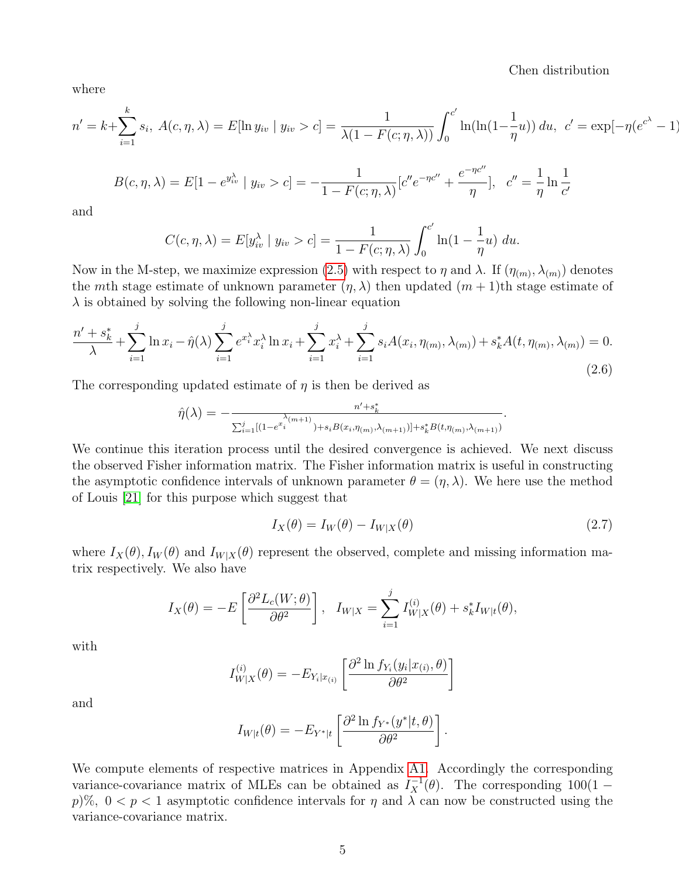where

$$n' = k+\sum_{i=1}^{k} s_i,\ A(c,\eta,\lambda) = E[\ln y_{iv} \mid y_{iv} > c] = \frac{1}{\lambda(1-F(c;\eta,\lambda))}\int_0^{c'} \ln(\ln(1-\frac{1}{\eta}u))\, du,\ c' = \exp[-\eta(e^{c^\lambda}-1)$$

$$B(c,\eta,\lambda) = E[1-e^{y_{iv}^\lambda} \mid y_{iv} > c] = -\frac{1}{1-F(c;\eta,\lambda)}[c''e^{-\eta c''} + \frac{e^{-\eta c''}}{\eta}],\quad c'' = \frac{1}{\eta}\ln\frac{1}{c'}$$

and

$$C(c,\eta,\lambda) = E[y_{iv}^\lambda \mid y_{iv} > c] = \frac{1}{1-F(c;\eta,\lambda)}\int_0^{c'} \ln(1-\frac{1}{\eta}u)\ du.$$

Now in the M-step, we maximize expression (2.5) with respect to $\eta$ and $\lambda$. If $(\eta_{(m)}, \lambda_{(m)})$ denotes the $m$th stage estimate of unknown parameter $(\eta, \lambda)$ then updated $(m+1)$th stage estimate of $\lambda$ is obtained by solving the following non-linear equation

$$\frac{n'+s_k^*}{\lambda} + \sum_{i=1}^{j} \ln x_i - \hat{\eta}(\lambda)\sum_{i=1}^{j} e^{x_i^\lambda} x_i^\lambda \ln x_i + \sum_{i=1}^{j} x_i^\lambda + \sum_{i=1}^{j} s_i A(x_i, \eta_{(m)}, \lambda_{(m)}) + s_k^* A(t, \eta_{(m)}, \lambda_{(m)}) = 0. \tag{2.6}$$

The corresponding updated estimate of $\eta$ is then be derived as

$$\hat{\eta}(\lambda) = -\frac{n'+s_k^*}{\sum_{i=1}^{j}[(1-e^{x_i^{\lambda_{(m+1)}}}) + s_i B(x_i, \eta_{(m)}, \lambda_{(m+1)})] + s_k^* B(t, \eta_{(m)}, \lambda_{(m+1)})}.$$

We continue this iteration process until the desired convergence is achieved. We next discuss the observed Fisher information matrix. The Fisher information matrix is useful in constructing the asymptotic confidence intervals of unknown parameter $\theta = (\eta, \lambda)$. We here use the method of Louis [21] for this purpose which suggest that

$$I_X(\theta) = I_W(\theta) - I_{W|X}(\theta) \tag{2.7}$$

where $I_X(\theta), I_W(\theta)$ and $I_{W|X}(\theta)$ represent the observed, complete and missing information matrix respectively. We also have

$$I_X(\theta) = -E\left[\frac{\partial^2 L_c(W;\theta)}{\partial \theta^2}\right],\quad I_{W|X} = \sum_{i=1}^{j} I_{W|X}^{(i)}(\theta) + s_k^* I_{W|t}(\theta),$$

with

$$I_{W|X}^{(i)}(\theta) = -E_{Y_i|x_{(i)}}\left[\frac{\partial^2 \ln f_{Y_i}(y_i|x_{(i)},\theta)}{\partial \theta^2}\right]$$

and

$$I_{W|t}(\theta) = -E_{Y^*|t}\left[\frac{\partial^2 \ln f_{Y^*}(y^*|t,\theta)}{\partial \theta^2}\right].$$

We compute elements of respective matrices in Appendix A1. Accordingly the corresponding variance-covariance matrix of MLEs can be obtained as $I_X^{-1}(\theta)$. The corresponding $100(1-p)\%$, $0 < p < 1$ asymptotic confidence intervals for $\eta$ and $\lambda$ can now be constructed using the variance-covariance matrix.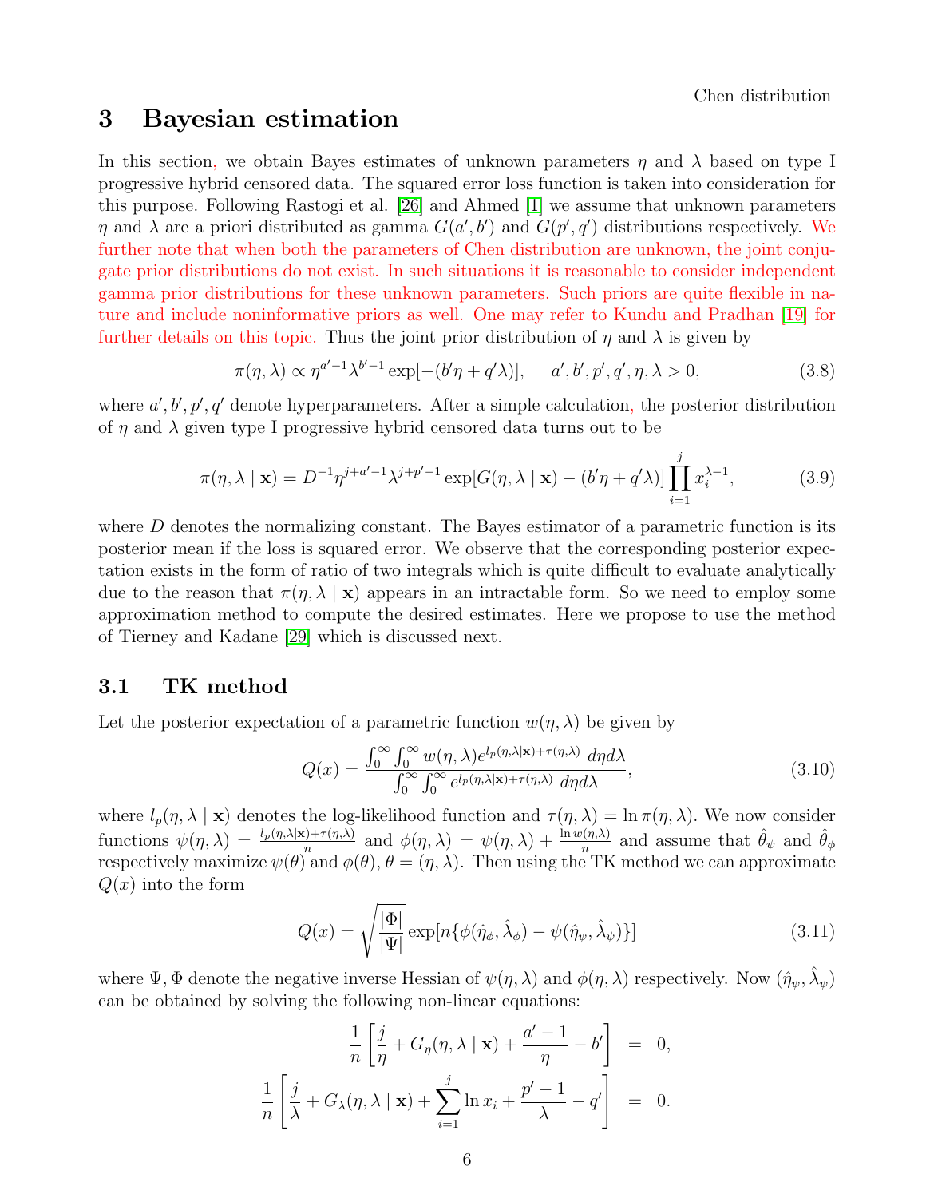# 3 Bayesian estimation

In this section, we obtain Bayes estimates of unknown parameters $\eta$ and $\lambda$ based on type I progressive hybrid censored data. The squared error loss function is taken into consideration for this purpose. Following Rastogi et al. [26] and Ahmed [1] we assume that unknown parameters $\eta$ and $\lambda$ are a priori distributed as gamma $G(a', b')$ and $G(p', q')$ distributions respectively. We further note that when both the parameters of Chen distribution are unknown, the joint conjugate prior distributions do not exist. In such situations it is reasonable to consider independent gamma prior distributions for these unknown parameters. Such priors are quite flexible in nature and include noninformative priors as well. One may refer to Kundu and Pradhan [19] for further details on this topic. Thus the joint prior distribution of $\eta$ and $\lambda$ is given by

$$\pi(\eta, \lambda) \propto \eta^{a'-1} \lambda^{b'-1} \exp[-(b'\eta + q'\lambda)], \quad a', b', p', q', \eta, \lambda > 0, \tag{3.8}$$

where $a', b', p', q'$ denote hyperparameters. After a simple calculation, the posterior distribution of $\eta$ and $\lambda$ given type I progressive hybrid censored data turns out to be

$$\pi(\eta, \lambda \mid \mathbf{x}) = D^{-1} \eta^{j+a'-1} \lambda^{j+p'-1} \exp[G(\eta, \lambda \mid \mathbf{x}) - (b'\eta + q'\lambda)] \prod_{i=1}^{j} x_i^{\lambda - 1}, \tag{3.9}$$

where $D$ denotes the normalizing constant. The Bayes estimator of a parametric function is its posterior mean if the loss is squared error. We observe that the corresponding posterior expectation exists in the form of ratio of two integrals which is quite difficult to evaluate analytically due to the reason that $\pi(\eta, \lambda \mid \mathbf{x})$ appears in an intractable form. So we need to employ some approximation method to compute the desired estimates. Here we propose to use the method of Tierney and Kadane [29] which is discussed next.

## 3.1 TK method

Let the posterior expectation of a parametric function $w(\eta, \lambda)$ be given by

$$Q(x) = \frac{\int_0^\infty \int_0^\infty w(\eta, \lambda) e^{l_p(\eta, \lambda \mid \mathbf{x}) + \tau(\eta, \lambda)} \, d\eta d\lambda}{\int_0^\infty \int_0^\infty e^{l_p(\eta, \lambda \mid \mathbf{x}) + \tau(\eta, \lambda)} \, d\eta d\lambda}, \tag{3.10}$$

where $l_p(\eta, \lambda \mid \mathbf{x})$ denotes the log-likelihood function and $\tau(\eta, \lambda) = \ln \pi(\eta, \lambda)$. We now consider functions $\psi(\eta, \lambda) = \frac{l_p(\eta, \lambda \mid \mathbf{x}) + \tau(\eta, \lambda)}{n}$ and $\phi(\eta, \lambda) = \psi(\eta, \lambda) + \frac{\ln w(\eta, \lambda)}{n}$ and assume that $\hat{\theta}_\psi$ and $\hat{\theta}_\phi$ respectively maximize $\psi(\theta)$ and $\phi(\theta)$, $\theta = (\eta, \lambda)$. Then using the TK method we can approximate $Q(x)$ into the form

$$Q(x) = \sqrt{\frac{|\Phi|}{|\Psi|}} \exp[n\{\phi(\hat{\eta}_\phi, \hat{\lambda}_\phi) - \psi(\hat{\eta}_\psi, \hat{\lambda}_\psi)\}] \tag{3.11}$$

where $\Psi, \Phi$ denote the negative inverse Hessian of $\psi(\eta, \lambda)$ and $\phi(\eta, \lambda)$ respectively. Now $(\hat{\eta}_\psi, \hat{\lambda}_\psi)$ can be obtained by solving the following non-linear equations:

$$\begin{aligned}
\frac{1}{n}\left[\frac{j}{\eta} + G_\eta(\eta, \lambda \mid \mathbf{x}) + \frac{a'-1}{\eta} - b'\right] &= 0, \\
\frac{1}{n}\left[\frac{j}{\lambda} + G_\lambda(\eta, \lambda \mid \mathbf{x}) + \sum_{i=1}^{j} \ln x_i + \frac{p'-1}{\lambda} - q'\right] &= 0.
\end{aligned}$$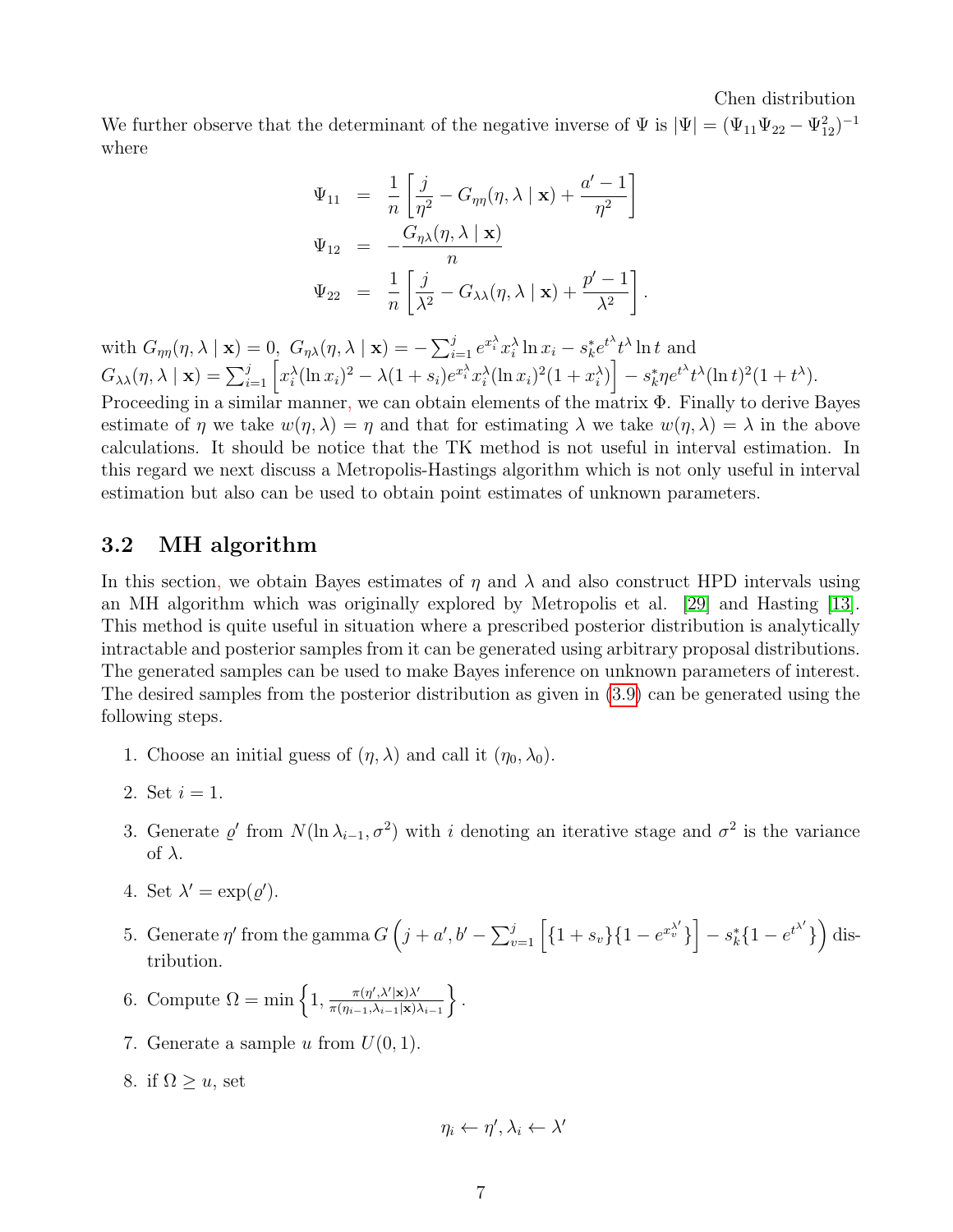We further observe that the determinant of the negative inverse of $\Psi$ is $|\Psi| = (\Psi_{11}\Psi_{22} - \Psi_{12}^2)^{-1}$ where

$$
\begin{aligned}
\Psi_{11} &= \frac{1}{n}\left[\frac{j}{\eta^2} - G_{\eta\eta}(\eta, \lambda \mid \mathbf{x}) + \frac{a'-1}{\eta^2}\right] \\
\Psi_{12} &= -\frac{G_{\eta\lambda}(\eta, \lambda \mid \mathbf{x})}{n} \\
\Psi_{22} &= \frac{1}{n}\left[\frac{j}{\lambda^2} - G_{\lambda\lambda}(\eta, \lambda \mid \mathbf{x}) + \frac{p'-1}{\lambda^2}\right].
\end{aligned}
$$

with $G_{\eta\eta}(\eta, \lambda \mid \mathbf{x}) = 0$, $G_{\eta\lambda}(\eta, \lambda \mid \mathbf{x}) = -\sum_{i=1}^{j} e^{x_i^\lambda} x_i^\lambda \ln x_i - s_k^* e^{t^\lambda} t^\lambda \ln t$ and $G_{\lambda\lambda}(\eta, \lambda \mid \mathbf{x}) = \sum_{i=1}^{j}\left[x_i^\lambda (\ln x_i)^2 - \lambda(1+s_i)e^{x_i^\lambda} x_i^\lambda (\ln x_i)^2 (1 + x_i^\lambda)\right] - s_k^* \eta e^{t^\lambda} t^\lambda (\ln t)^2 (1 + t^\lambda)$.

Proceeding in a similar manner, we can obtain elements of the matrix $\Phi$. Finally to derive Bayes estimate of $\eta$ we take $w(\eta, \lambda) = \eta$ and that for estimating $\lambda$ we take $w(\eta, \lambda) = \lambda$ in the above calculations. It should be notice that the TK method is not useful in interval estimation. In this regard we next discuss a Metropolis-Hastings algorithm which is not only useful in interval estimation but also can be used to obtain point estimates of unknown parameters.

## 3.2 MH algorithm

In this section, we obtain Bayes estimates of $\eta$ and $\lambda$ and also construct HPD intervals using an MH algorithm which was originally explored by Metropolis et al. [29] and Hasting [13]. This method is quite useful in situation where a prescribed posterior distribution is analytically intractable and posterior samples from it can be generated using arbitrary proposal distributions. The generated samples can be used to make Bayes inference on unknown parameters of interest. The desired samples from the posterior distribution as given in (3.9) can be generated using the following steps.

1. Choose an initial guess of $(\eta, \lambda)$ and call it $(\eta_0, \lambda_0)$.
2. Set $i = 1$.
3. Generate $\varrho'$ from $N(\ln \lambda_{i-1}, \sigma^2)$ with $i$ denoting an iterative stage and $\sigma^2$ is the variance of $\lambda$.
4. Set $\lambda' = \exp(\varrho')$.
5. Generate $\eta'$ from the gamma $G\left(j + a', b' - \sum_{v=1}^{j}\left[\{1 + s_v\}\{1 - e^{x_v^{\lambda'}}\}\right] - s_k^*\{1 - e^{t^{\lambda'}}\}\right)$ distribution.
6. Compute $\Omega = \min\left\{1, \frac{\pi(\eta', \lambda' | \mathbf{x})\lambda'}{\pi(\eta_{i-1}, \lambda_{i-1} | \mathbf{x})\lambda_{i-1}}\right\}$.
7. Generate a sample $u$ from $U(0, 1)$.
8. if $\Omega \geq u$, set

$$\eta_i \leftarrow \eta', \lambda_i \leftarrow \lambda'$$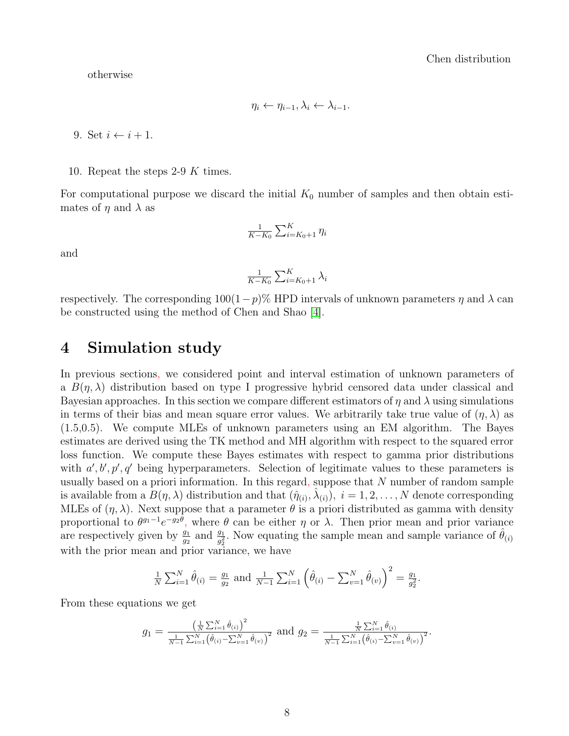otherwise

$$\eta_i \leftarrow \eta_{i-1}, \lambda_i \leftarrow \lambda_{i-1}.$$

9. Set $i \leftarrow i+1$.

10. Repeat the steps 2-9 $K$ times.

For computational purpose we discard the initial $K_0$ number of samples and then obtain estimates of $\eta$ and $\lambda$ as

$$\tfrac{1}{K-K_0}\sum_{i=K_0+1}^{K}\eta_i$$

and

$$\tfrac{1}{K-K_0}\sum_{i=K_0+1}^{K}\lambda_i$$

respectively. The corresponding $100(1-p)\%$ HPD intervals of unknown parameters $\eta$ and $\lambda$ can be constructed using the method of Chen and Shao [4].

# 4 Simulation study

In previous sections, we considered point and interval estimation of unknown parameters of a $B(\eta,\lambda)$ distribution based on type I progressive hybrid censored data under classical and Bayesian approaches. In this section we compare different estimators of $\eta$ and $\lambda$ using simulations in terms of their bias and mean square error values. We arbitrarily take true value of $(\eta,\lambda)$ as (1.5,0.5). We compute MLEs of unknown parameters using an EM algorithm. The Bayes estimates are derived using the TK method and MH algorithm with respect to the squared error loss function. We compute these Bayes estimates with respect to gamma prior distributions with $a', b', p', q'$ being hyperparameters. Selection of legitimate values to these parameters is usually based on a priori information. In this regard, suppose that $N$ number of random sample is available from a $B(\eta,\lambda)$ distribution and that $(\hat{\eta}_{(i)},\hat{\lambda}_{(i)}),\ i=1,2,\ldots,N$ denote corresponding MLEs of $(\eta,\lambda)$. Next suppose that a parameter $\theta$ is a priori distributed as gamma with density proportional to $\theta^{g_1-1}e^{-g_2\theta}$, where $\theta$ can be either $\eta$ or $\lambda$. Then prior mean and prior variance are respectively given by $\frac{g_1}{g_2}$ and $\frac{g_1}{g_2^2}$. Now equating the sample mean and sample variance of $\hat{\theta}_{(i)}$ with the prior mean and prior variance, we have

$$\tfrac{1}{N}\sum_{i=1}^{N}\hat{\theta}_{(i)}=\tfrac{g_1}{g_2} \text{ and } \tfrac{1}{N-1}\sum_{i=1}^{N}\left(\hat{\theta}_{(i)}-\sum_{v=1}^{N}\hat{\theta}_{(v)}\right)^2=\tfrac{g_1}{g_2^2}.$$

From these equations we get

$$g_1=\frac{\left(\frac{1}{N}\sum_{i=1}^{N}\hat{\theta}_{(i)}\right)^2}{\frac{1}{N-1}\sum_{i=1}^{N}\left(\hat{\theta}_{(i)}-\sum_{v=1}^{N}\hat{\theta}_{(v)}\right)^2} \text{ and } g_2=\frac{\frac{1}{N}\sum_{i=1}^{N}\hat{\theta}_{(i)}}{\frac{1}{N-1}\sum_{i=1}^{N}\left(\hat{\theta}_{(i)}-\sum_{v=1}^{N}\hat{\theta}_{(v)}\right)^2}.$$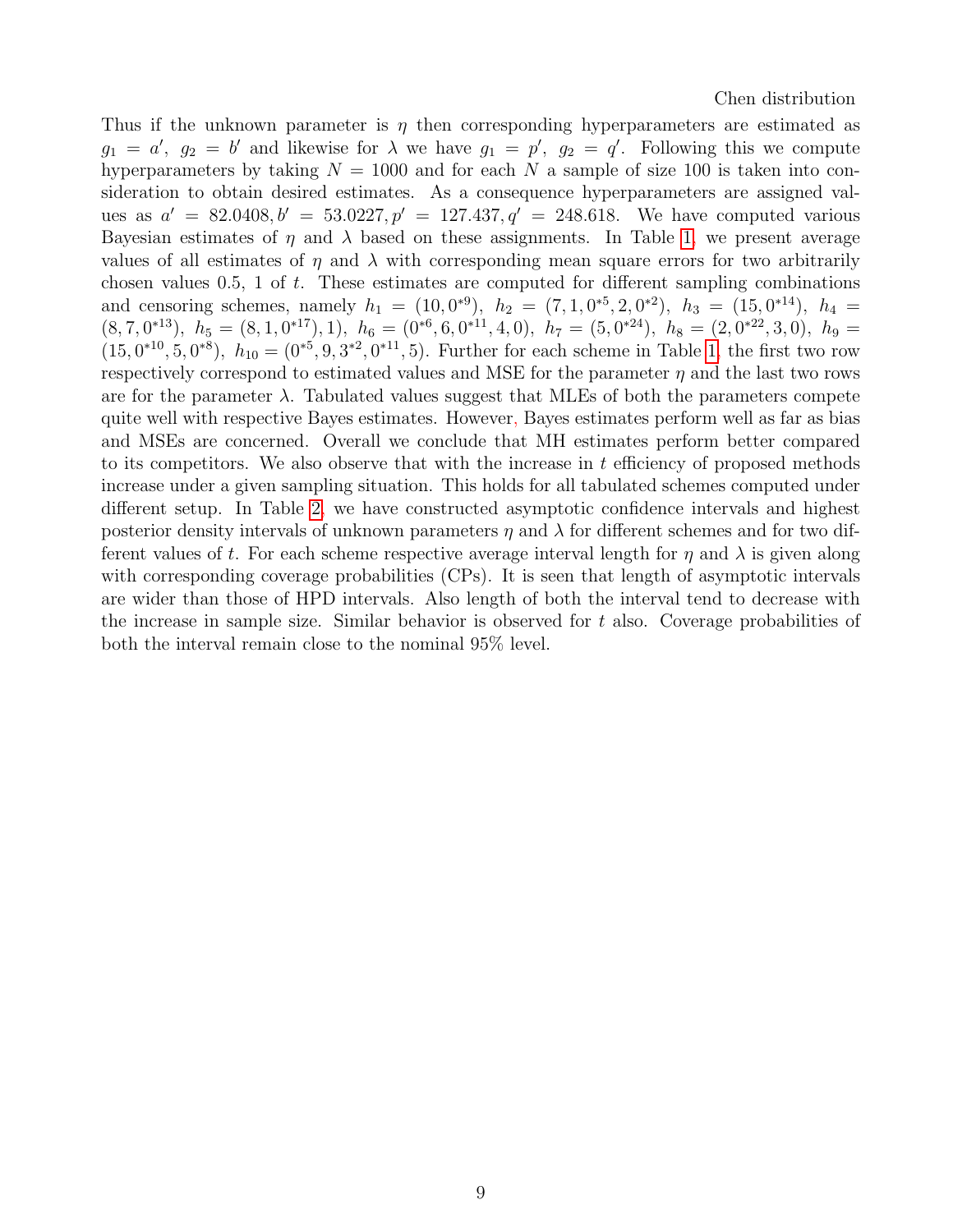Thus if the unknown parameter is $\eta$ then corresponding hyperparameters are estimated as $g_1 = a',\ g_2 = b'$ and likewise for $\lambda$ we have $g_1 = p',\ g_2 = q'$. Following this we compute hyperparameters by taking $N = 1000$ and for each $N$ a sample of size 100 is taken into consideration to obtain desired estimates. As a consequence hyperparameters are assigned values as $a' = 82.0408, b' = 53.0227, p' = 127.437, q' = 248.618$. We have computed various Bayesian estimates of $\eta$ and $\lambda$ based on these assignments. In Table 1, we present average values of all estimates of $\eta$ and $\lambda$ with corresponding mean square errors for two arbitrarily chosen values 0.5, 1 of $t$. These estimates are computed for different sampling combinations and censoring schemes, namely $h_1 = (10, 0^{*9}),\ h_2 = (7, 1, 0^{*5}, 2, 0^{*2}),\ h_3 = (15, 0^{*14}),\ h_4 = (8, 7, 0^{*13}),\ h_5 = (8, 1, 0^{*17}), 1),\ h_6 = (0^{*6}, 6, 0^{*11}, 4, 0),\ h_7 = (5, 0^{*24}),\ h_8 = (2, 0^{*22}, 3, 0),\ h_9 = (15, 0^{*10}, 5, 0^{*8}),\ h_{10} = (0^{*5}, 9, 3^{*2}, 0^{*11}, 5)$. Further for each scheme in Table 1, the first two row respectively correspond to estimated values and MSE for the parameter $\eta$ and the last two rows are for the parameter $\lambda$. Tabulated values suggest that MLEs of both the parameters compete quite well with respective Bayes estimates. However, Bayes estimates perform well as far as bias and MSEs are concerned. Overall we conclude that MH estimates perform better compared to its competitors. We also observe that with the increase in $t$ efficiency of proposed methods increase under a given sampling situation. This holds for all tabulated schemes computed under different setup. In Table 2, we have constructed asymptotic confidence intervals and highest posterior density intervals of unknown parameters $\eta$ and $\lambda$ for different schemes and for two different values of $t$. For each scheme respective average interval length for $\eta$ and $\lambda$ is given along with corresponding coverage probabilities (CPs). It is seen that length of asymptotic intervals are wider than those of HPD intervals. Also length of both the interval tend to decrease with the increase in sample size. Similar behavior is observed for $t$ also. Coverage probabilities of both the interval remain close to the nominal 95% level.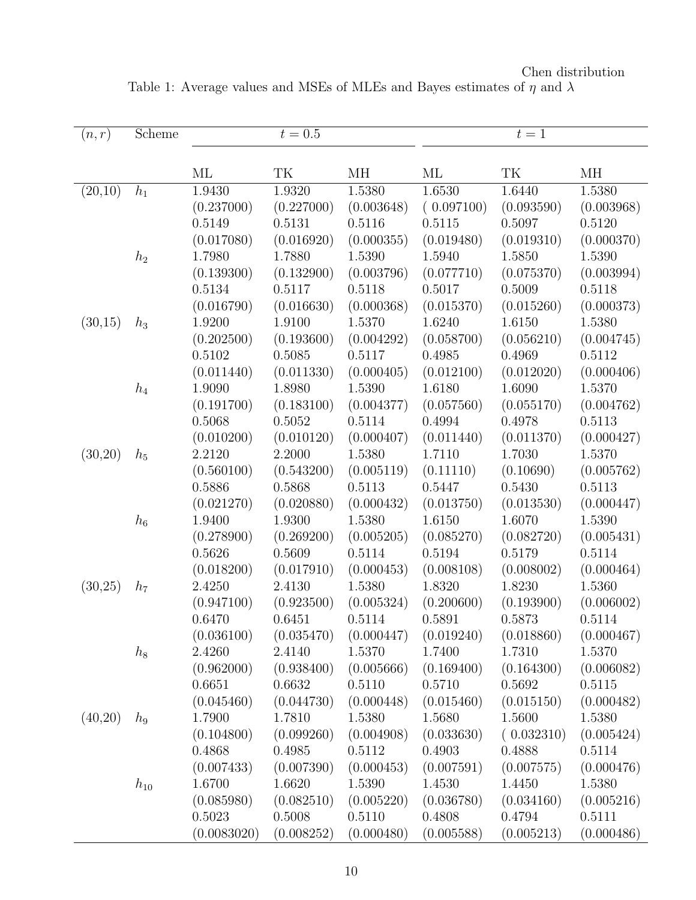Table 1: Average values and MSEs of MLEs and Bayes estimates of $\eta$ and $\lambda$

| $(n,r)$ | Scheme | $t=0.5$ | | | $t=1$ | | |
|---|---|---|---|---|---|---|---|
| | | ML | TK | MH | ML | TK | MH |
| (20,10) | $h_1$ | 1.9430 | 1.9320 | 1.5380 | 1.6530 | 1.6440 | 1.5380 |
| | | (0.237000) | (0.227000) | (0.003648) | ( 0.097100) | (0.093590) | (0.003968) |
| | | 0.5149 | 0.5131 | 0.5116 | 0.5115 | 0.5097 | 0.5120 |
| | | (0.017080) | (0.016920) | (0.000355) | (0.019480) | (0.019310) | (0.000370) |
| | $h_2$ | 1.7980 | 1.7880 | 1.5390 | 1.5940 | 1.5850 | 1.5390 |
| | | (0.139300) | (0.132900) | (0.003796) | (0.077710) | (0.075370) | (0.003994) |
| | | 0.5134 | 0.5117 | 0.5118 | 0.5017 | 0.5009 | 0.5118 |
| | | (0.016790) | (0.016630) | (0.000368) | (0.015370) | (0.015260) | (0.000373) |
| (30,15) | $h_3$ | 1.9200 | 1.9100 | 1.5370 | 1.6240 | 1.6150 | 1.5380 |
| | | (0.202500) | (0.193600) | (0.004292) | (0.058700) | (0.056210) | (0.004745) |
| | | 0.5102 | 0.5085 | 0.5117 | 0.4985 | 0.4969 | 0.5112 |
| | | (0.011440) | (0.011330) | (0.000405) | (0.012100) | (0.012020) | (0.000406) |
| | $h_4$ | 1.9090 | 1.8980 | 1.5390 | 1.6180 | 1.6090 | 1.5370 |
| | | (0.191700) | (0.183100) | (0.004377) | (0.057560) | (0.055170) | (0.004762) |
| | | 0.5068 | 0.5052 | 0.5114 | 0.4994 | 0.4978 | 0.5113 |
| | | (0.010200) | (0.010120) | (0.000407) | (0.011440) | (0.011370) | (0.000427) |
| (30,20) | $h_5$ | 2.2120 | 2.2000 | 1.5380 | 1.7110 | 1.7030 | 1.5370 |
| | | (0.560100) | (0.543200) | (0.005119) | (0.11110) | (0.10690) | (0.005762) |
| | | 0.5886 | 0.5868 | 0.5113 | 0.5447 | 0.5430 | 0.5113 |
| | | (0.021270) | (0.020880) | (0.000432) | (0.013750) | (0.013530) | (0.000447) |
| | $h_6$ | 1.9400 | 1.9300 | 1.5380 | 1.6150 | 1.6070 | 1.5390 |
| | | (0.278900) | (0.269200) | (0.005205) | (0.085270) | (0.082720) | (0.005431) |
| | | 0.5626 | 0.5609 | 0.5114 | 0.5194 | 0.5179 | 0.5114 |
| | | (0.018200) | (0.017910) | (0.000453) | (0.008108) | (0.008002) | (0.000464) |
| (30,25) | $h_7$ | 2.4250 | 2.4130 | 1.5380 | 1.8320 | 1.8230 | 1.5360 |
| | | (0.947100) | (0.923500) | (0.005324) | (0.200600) | (0.193900) | (0.006002) |
| | | 0.6470 | 0.6451 | 0.5114 | 0.5891 | 0.5873 | 0.5114 |
| | | (0.036100) | (0.035470) | (0.000447) | (0.019240) | (0.018860) | (0.000467) |
| | $h_8$ | 2.4260 | 2.4140 | 1.5370 | 1.7400 | 1.7310 | 1.5370 |
| | | (0.962000) | (0.938400) | (0.005666) | (0.169400) | (0.164300) | (0.006082) |
| | | 0.6651 | 0.6632 | 0.5110 | 0.5710 | 0.5692 | 0.5115 |
| | | (0.045460) | (0.044730) | (0.000448) | (0.015460) | (0.015150) | (0.000482) |
| (40,20) | $h_9$ | 1.7900 | 1.7810 | 1.5380 | 1.5680 | 1.5600 | 1.5380 |
| | | (0.104800) | (0.099260) | (0.004908) | (0.033630) | ( 0.032310) | (0.005424) |
| | | 0.4868 | 0.4985 | 0.5112 | 0.4903 | 0.4888 | 0.5114 |
| | | (0.007433) | (0.007390) | (0.000453) | (0.007591) | (0.007575) | (0.000476) |
| | $h_{10}$ | 1.6700 | 1.6620 | 1.5390 | 1.4530 | 1.4450 | 1.5380 |
| | | (0.085980) | (0.082510) | (0.005220) | (0.036780) | (0.034160) | (0.005216) |
| | | 0.5023 | 0.5008 | 0.5110 | 0.4808 | 0.4794 | 0.5111 |
| | | (0.0083020) | (0.008252) | (0.000480) | (0.005588) | (0.005213) | (0.000486) |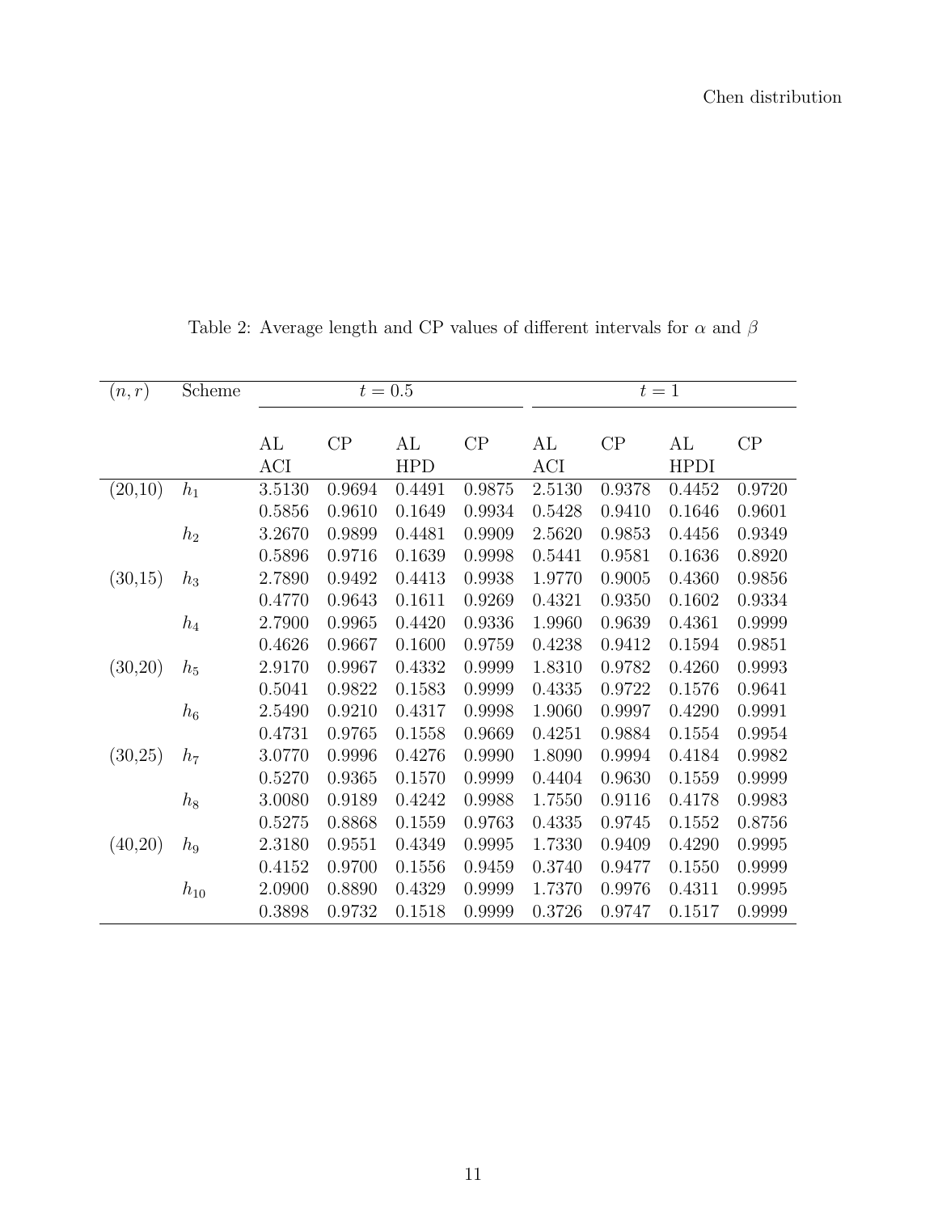Table 2: Average length and CP values of different intervals for $\alpha$ and $\beta$

| $(n, r)$ | Scheme | $t = 0.5$ | | | | $t = 1$ | | | |
|---|---|---|---|---|---|---|---|---|---|
| | | AL ACI | CP | AL HPD | CP | AL ACI | CP | AL HPDI | CP |
| (20,10) | $h_1$ | 3.5130 | 0.9694 | 0.4491 | 0.9875 | 2.5130 | 0.9378 | 0.4452 | 0.9720 |
| | | 0.5856 | 0.9610 | 0.1649 | 0.9934 | 0.5428 | 0.9410 | 0.1646 | 0.9601 |
| | $h_2$ | 3.2670 | 0.9899 | 0.4481 | 0.9909 | 2.5620 | 0.9853 | 0.4456 | 0.9349 |
| | | 0.5896 | 0.9716 | 0.1639 | 0.9998 | 0.5441 | 0.9581 | 0.1636 | 0.8920 |
| (30,15) | $h_3$ | 2.7890 | 0.9492 | 0.4413 | 0.9938 | 1.9770 | 0.9005 | 0.4360 | 0.9856 |
| | | 0.4770 | 0.9643 | 0.1611 | 0.9269 | 0.4321 | 0.9350 | 0.1602 | 0.9334 |
| | $h_4$ | 2.7900 | 0.9965 | 0.4420 | 0.9336 | 1.9960 | 0.9639 | 0.4361 | 0.9999 |
| | | 0.4626 | 0.9667 | 0.1600 | 0.9759 | 0.4238 | 0.9412 | 0.1594 | 0.9851 |
| (30,20) | $h_5$ | 2.9170 | 0.9967 | 0.4332 | 0.9999 | 1.8310 | 0.9782 | 0.4260 | 0.9993 |
| | | 0.5041 | 0.9822 | 0.1583 | 0.9999 | 0.4335 | 0.9722 | 0.1576 | 0.9641 |
| | $h_6$ | 2.5490 | 0.9210 | 0.4317 | 0.9998 | 1.9060 | 0.9997 | 0.4290 | 0.9991 |
| | | 0.4731 | 0.9765 | 0.1558 | 0.9669 | 0.4251 | 0.9884 | 0.1554 | 0.9954 |
| (30,25) | $h_7$ | 3.0770 | 0.9996 | 0.4276 | 0.9990 | 1.8090 | 0.9994 | 0.4184 | 0.9982 |
| | | 0.5270 | 0.9365 | 0.1570 | 0.9999 | 0.4404 | 0.9630 | 0.1559 | 0.9999 |
| | $h_8$ | 3.0080 | 0.9189 | 0.4242 | 0.9988 | 1.7550 | 0.9116 | 0.4178 | 0.9983 |
| | | 0.5275 | 0.8868 | 0.1559 | 0.9763 | 0.4335 | 0.9745 | 0.1552 | 0.8756 |
| (40,20) | $h_9$ | 2.3180 | 0.9551 | 0.4349 | 0.9995 | 1.7330 | 0.9409 | 0.4290 | 0.9995 |
| | | 0.4152 | 0.9700 | 0.1556 | 0.9459 | 0.3740 | 0.9477 | 0.1550 | 0.9999 |
| | $h_{10}$ | 2.0900 | 0.8890 | 0.4329 | 0.9999 | 1.7370 | 0.9976 | 0.4311 | 0.9995 |
| | | 0.3898 | 0.9732 | 0.1518 | 0.9999 | 0.3726 | 0.9747 | 0.1517 | 0.9999 |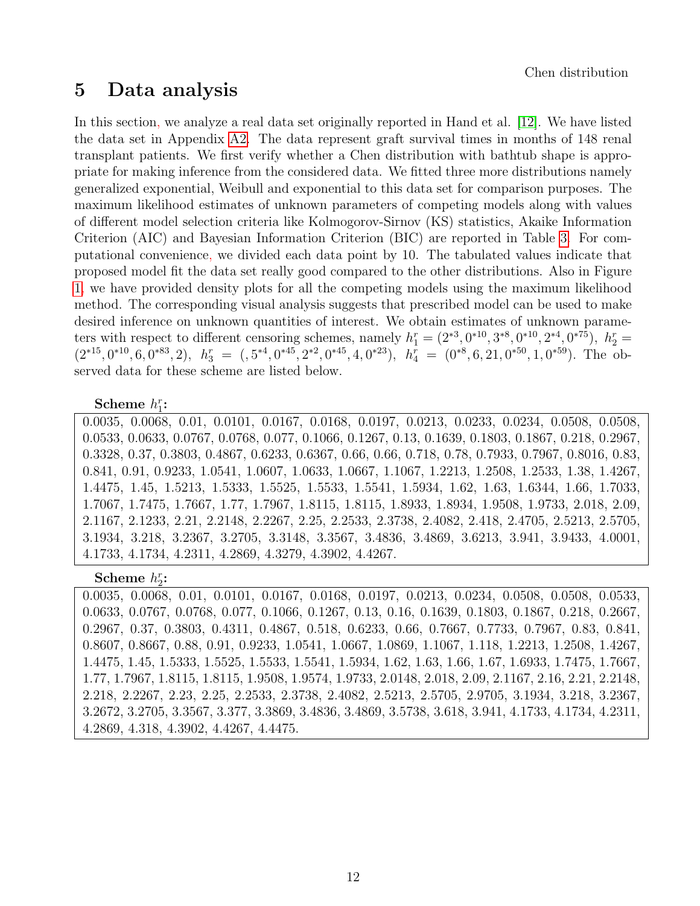# 5 Data analysis

In this section, we analyze a real data set originally reported in Hand et al. [12]. We have listed the data set in Appendix A2. The data represent graft survival times in months of 148 renal transplant patients. We first verify whether a Chen distribution with bathtub shape is appropriate for making inference from the considered data. We fitted three more distributions namely generalized exponential, Weibull and exponential to this data set for comparison purposes. The maximum likelihood estimates of unknown parameters of competing models along with values of different model selection criteria like Kolmogorov-Sirnov (KS) statistics, Akaike Information Criterion (AIC) and Bayesian Information Criterion (BIC) are reported in Table 3. For computational convenience, we divided each data point by 10. The tabulated values indicate that proposed model fit the data set really good compared to the other distributions. Also in Figure 1, we have provided density plots for all the competing models using the maximum likelihood method. The corresponding visual analysis suggests that prescribed model can be used to make desired inference on unknown quantities of interest. We obtain estimates of unknown parameters with respect to different censoring schemes, namely $h_1^r = (2^{*3}, 0^{*10}, 3^{*8}, 0^{*10}, 2^{*4}, 0^{*75})$, $h_2^r = (2^{*15}, 0^{*10}, 6, 0^{*83}, 2)$, $h_3^r = (, 5^{*4}, 0^{*45}, 2^{*2}, 0^{*45}, 4, 0^{*23})$, $h_4^r = (0^{*8}, 6, 21, 0^{*50}, 1, 0^{*59})$. The observed data for these scheme are listed below.

**Scheme $h_1^r$:**

0.0035, 0.0068, 0.01, 0.0101, 0.0167, 0.0168, 0.0197, 0.0213, 0.0233, 0.0234, 0.0508, 0.0508, 0.0533, 0.0633, 0.0767, 0.0768, 0.077, 0.1066, 0.1267, 0.13, 0.1639, 0.1803, 0.1867, 0.218, 0.2967, 0.3328, 0.37, 0.3803, 0.4867, 0.6233, 0.6367, 0.66, 0.66, 0.718, 0.78, 0.7933, 0.7967, 0.8016, 0.83, 0.841, 0.91, 0.9233, 1.0541, 1.0607, 1.0633, 1.0667, 1.1067, 1.2213, 1.2508, 1.2533, 1.38, 1.4267, 1.4475, 1.45, 1.5213, 1.5333, 1.5525, 1.5533, 1.5541, 1.5934, 1.62, 1.63, 1.6344, 1.66, 1.7033, 1.7067, 1.7475, 1.7667, 1.77, 1.7967, 1.8115, 1.8115, 1.8933, 1.8934, 1.9508, 1.9733, 2.018, 2.09, 2.1167, 2.1233, 2.21, 2.2148, 2.2267, 2.25, 2.2533, 2.3738, 2.4082, 2.418, 2.4705, 2.5213, 2.5705, 3.1934, 3.218, 3.2367, 3.2705, 3.3148, 3.3567, 3.4836, 3.4869, 3.6213, 3.941, 3.9433, 4.0001, 4.1733, 4.1734, 4.2311, 4.2869, 4.3279, 4.3902, 4.4267.

**Scheme $h_2^r$:**

0.0035, 0.0068, 0.01, 0.0101, 0.0167, 0.0168, 0.0197, 0.0213, 0.0234, 0.0508, 0.0508, 0.0533, 0.0633, 0.0767, 0.0768, 0.077, 0.1066, 0.1267, 0.13, 0.16, 0.1639, 0.1803, 0.1867, 0.218, 0.2667, 0.2967, 0.37, 0.3803, 0.4311, 0.4867, 0.518, 0.6233, 0.66, 0.7667, 0.7733, 0.7967, 0.83, 0.841, 0.8607, 0.8667, 0.88, 0.91, 0.9233, 1.0541, 1.0667, 1.0869, 1.1067, 1.118, 1.2213, 1.2508, 1.4267, 1.4475, 1.45, 1.5333, 1.5525, 1.5533, 1.5541, 1.5934, 1.62, 1.63, 1.66, 1.67, 1.6933, 1.7475, 1.7667, 1.77, 1.7967, 1.8115, 1.8115, 1.9508, 1.9574, 1.9733, 2.0148, 2.018, 2.09, 2.1167, 2.16, 2.21, 2.2148, 2.218, 2.2267, 2.23, 2.25, 2.2533, 2.3738, 2.4082, 2.5213, 2.5705, 2.9705, 3.1934, 3.218, 3.2367, 3.2672, 3.2705, 3.3567, 3.377, 3.3869, 3.4836, 3.4869, 3.5738, 3.618, 3.941, 4.1733, 4.1734, 4.2311, 4.2869, 4.318, 4.3902, 4.4267, 4.4475.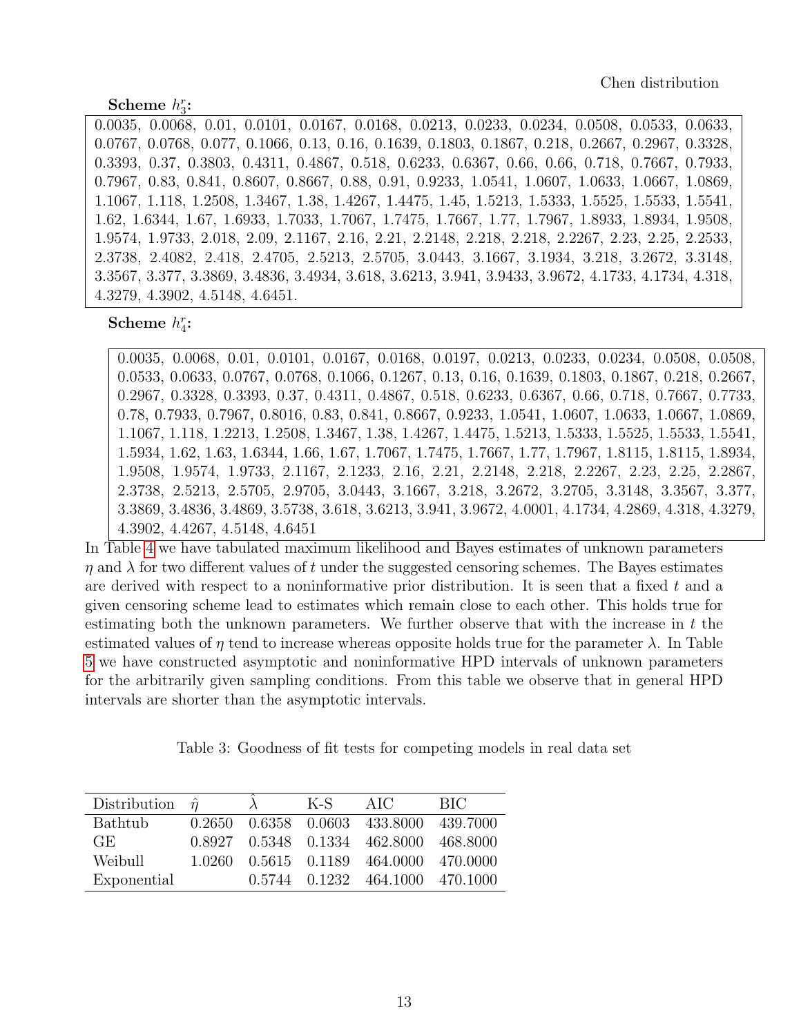**Scheme $h_3^r$:**

0.0035, 0.0068, 0.01, 0.0101, 0.0167, 0.0168, 0.0213, 0.0233, 0.0234, 0.0508, 0.0533, 0.0633, 0.0767, 0.0768, 0.077, 0.1066, 0.13, 0.16, 0.1639, 0.1803, 0.1867, 0.218, 0.2667, 0.2967, 0.3328, 0.3393, 0.37, 0.3803, 0.4311, 0.4867, 0.518, 0.6233, 0.6367, 0.66, 0.66, 0.718, 0.7667, 0.7933, 0.7967, 0.83, 0.841, 0.8607, 0.8667, 0.88, 0.91, 0.9233, 1.0541, 1.0607, 1.0633, 1.0667, 1.0869, 1.1067, 1.118, 1.2508, 1.3467, 1.38, 1.4267, 1.4475, 1.45, 1.5213, 1.5333, 1.5525, 1.5533, 1.5541, 1.62, 1.6344, 1.67, 1.6933, 1.7033, 1.7067, 1.7475, 1.7667, 1.77, 1.7967, 1.8933, 1.8934, 1.9508, 1.9574, 1.9733, 2.018, 2.09, 2.1167, 2.16, 2.21, 2.2148, 2.218, 2.218, 2.2267, 2.23, 2.25, 2.2533, 2.3738, 2.4082, 2.418, 2.4705, 2.5213, 2.5705, 3.0443, 3.1667, 3.1934, 3.218, 3.2672, 3.3148, 3.3567, 3.377, 3.3869, 3.4836, 3.4934, 3.618, 3.6213, 3.941, 3.9433, 3.9672, 4.1733, 4.1734, 4.318, 4.3279, 4.3902, 4.5148, 4.6451.

**Scheme $h_4^r$:**

0.0035, 0.0068, 0.01, 0.0101, 0.0167, 0.0168, 0.0197, 0.0213, 0.0233, 0.0234, 0.0508, 0.0508, 0.0533, 0.0633, 0.0767, 0.0768, 0.1066, 0.1267, 0.13, 0.16, 0.1639, 0.1803, 0.1867, 0.218, 0.2667, 0.2967, 0.3328, 0.3393, 0.37, 0.4311, 0.4867, 0.518, 0.6233, 0.6367, 0.66, 0.718, 0.7667, 0.7733, 0.78, 0.7933, 0.7967, 0.8016, 0.83, 0.841, 0.8667, 0.9233, 1.0541, 1.0607, 1.0633, 1.0667, 1.0869, 1.1067, 1.118, 1.2213, 1.2508, 1.3467, 1.38, 1.4267, 1.4475, 1.5213, 1.5333, 1.5525, 1.5533, 1.5541, 1.5934, 1.62, 1.63, 1.6344, 1.66, 1.67, 1.7067, 1.7475, 1.7667, 1.77, 1.7967, 1.8115, 1.8115, 1.8934, 1.9508, 1.9574, 1.9733, 2.1167, 2.1233, 2.16, 2.21, 2.2148, 2.218, 2.2267, 2.23, 2.25, 2.2867, 2.3738, 2.5213, 2.5705, 2.9705, 3.0443, 3.1667, 3.218, 3.2672, 3.2705, 3.3148, 3.3567, 3.377, 3.3869, 3.4836, 3.4869, 3.5738, 3.618, 3.6213, 3.941, 3.9672, 4.0001, 4.1734, 4.2869, 4.318, 4.3279, 4.3902, 4.4267, 4.5148, 4.6451

In Table 4 we have tabulated maximum likelihood and Bayes estimates of unknown parameters $\eta$ and $\lambda$ for two different values of $t$ under the suggested censoring schemes. The Bayes estimates are derived with respect to a noninformative prior distribution. It is seen that a fixed $t$ and a given censoring scheme lead to estimates which remain close to each other. This holds true for estimating both the unknown parameters. We further observe that with the increase in $t$ the estimated values of $\eta$ tend to increase whereas opposite holds true for the parameter $\lambda$. In Table 5 we have constructed asymptotic and noninformative HPD intervals of unknown parameters for the arbitrarily given sampling conditions. From this table we observe that in general HPD intervals are shorter than the asymptotic intervals.

Table 3: Goodness of fit tests for competing models in real data set

| Distribution | $\hat{\eta}$ | $\hat{\lambda}$ | K-S | AIC | BIC |
|---|---|---|---|---|---|
| Bathtub | 0.2650 | 0.6358 | 0.0603 | 433.8000 | 439.7000 |
| GE | 0.8927 | 0.5348 | 0.1334 | 462.8000 | 468.8000 |
| Weibull | 1.0260 | 0.5615 | 0.1189 | 464.0000 | 470.0000 |
| Exponential | | 0.5744 | 0.1232 | 464.1000 | 470.1000 |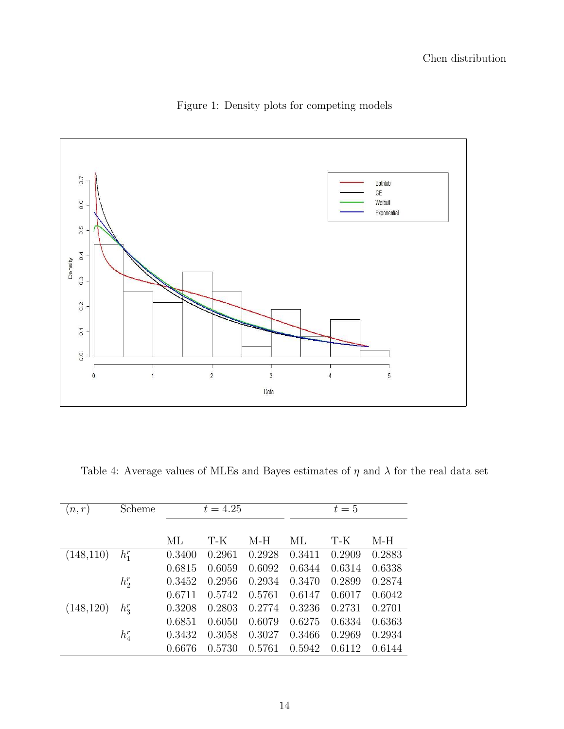Figure 1: Density plots for competing models

Table 4: Average values of MLEs and Bayes estimates of $\eta$ and $\lambda$ for the real data set

| $(n, r)$ | Scheme | $t = 4.25$ | | | $t = 5$ | | |
|---|---|---|---|---|---|---|---|
| | | ML | T-K | M-H | ML | T-K | M-H |
| (148,110) | $h_1^r$ | 0.3400 | 0.2961 | 0.2928 | 0.3411 | 0.2909 | 0.2883 |
| | | 0.6815 | 0.6059 | 0.6092 | 0.6344 | 0.6314 | 0.6338 |
| | $h_2^r$ | 0.3452 | 0.2956 | 0.2934 | 0.3470 | 0.2899 | 0.2874 |
| | | 0.6711 | 0.5742 | 0.5761 | 0.6147 | 0.6017 | 0.6042 |
| (148,120) | $h_3^r$ | 0.3208 | 0.2803 | 0.2774 | 0.3236 | 0.2731 | 0.2701 |
| | | 0.6851 | 0.6050 | 0.6079 | 0.6275 | 0.6334 | 0.6363 |
| | $h_4^r$ | 0.3432 | 0.3058 | 0.3027 | 0.3466 | 0.2969 | 0.2934 |
| | | 0.6676 | 0.5730 | 0.5761 | 0.5942 | 0.6112 | 0.6144 |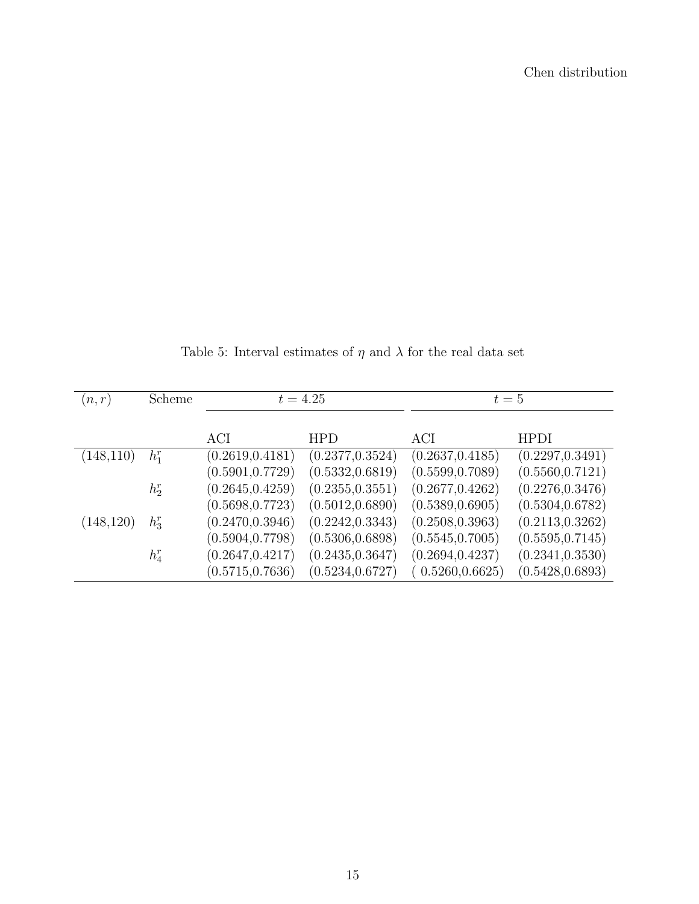Table 5: Interval estimates of $\eta$ and $\lambda$ for the real data set

| $(n, r)$ | Scheme | $t = 4.25$ | | $t = 5$ | |
|---|---|---|---|---|---|
| | | ACI | HPD | ACI | HPDI |
| (148,110) | $h_1^r$ | (0.2619,0.4181) | (0.2377,0.3524) | (0.2637,0.4185) | (0.2297,0.3491) |
| | | (0.5901,0.7729) | (0.5332,0.6819) | (0.5599,0.7089) | (0.5560,0.7121) |
| | $h_2^r$ | (0.2645,0.4259) | (0.2355,0.3551) | (0.2677,0.4262) | (0.2276,0.3476) |
| | | (0.5698,0.7723) | (0.5012,0.6890) | (0.5389,0.6905) | (0.5304,0.6782) |
| (148,120) | $h_3^r$ | (0.2470,0.3946) | (0.2242,0.3343) | (0.2508,0.3963) | (0.2113,0.3262) |
| | | (0.5904,0.7798) | (0.5306,0.6898) | (0.5545,0.7005) | (0.5595,0.7145) |
| | $h_4^r$ | (0.2647,0.4217) | (0.2435,0.3647) | (0.2694,0.4237) | (0.2341,0.3530) |
| | | (0.5715,0.7636) | (0.5234,0.6727) | ( 0.5260,0.6625) | (0.5428,0.6893) |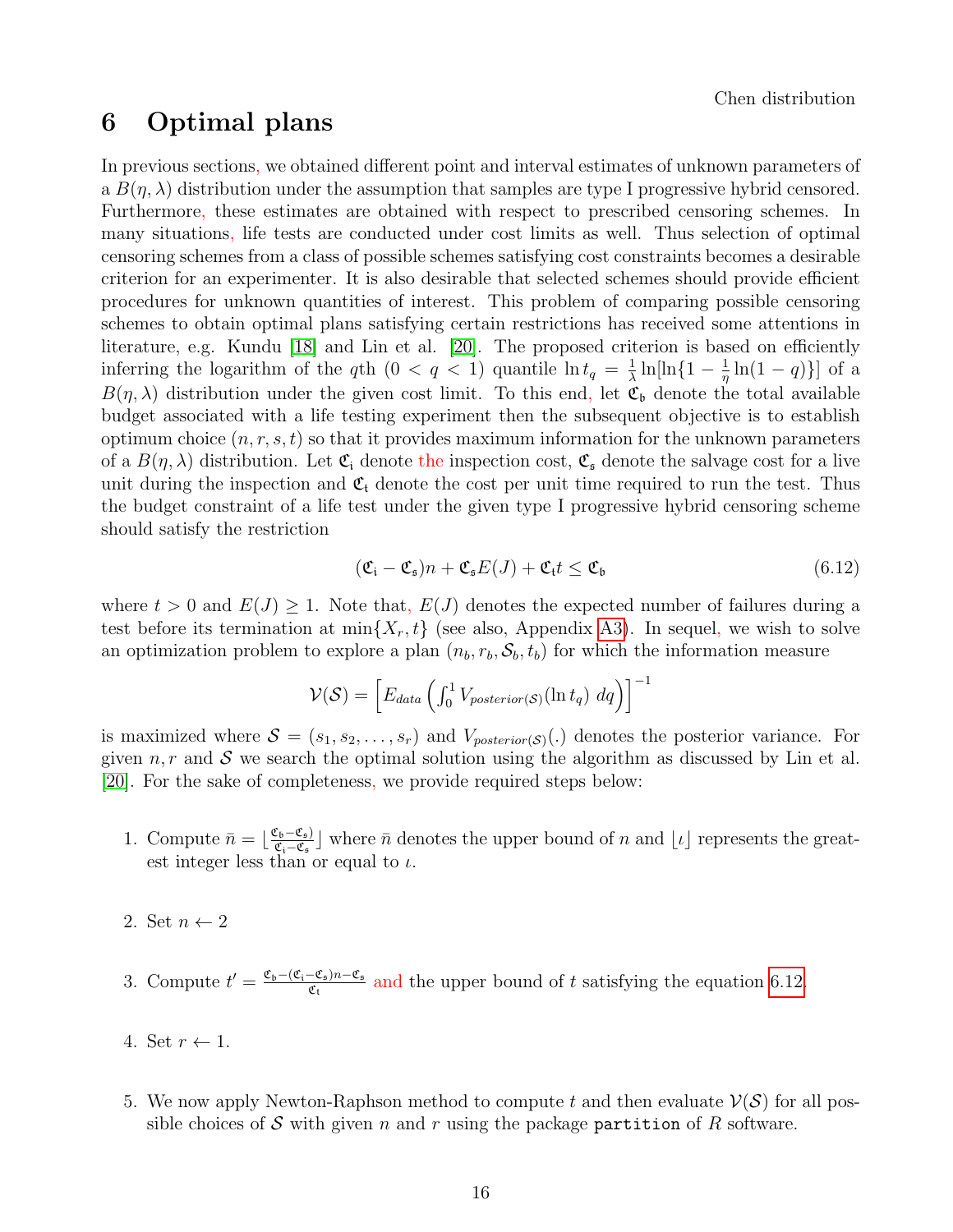# 6 Optimal plans

In previous sections, we obtained different point and interval estimates of unknown parameters of a $B(\eta, \lambda)$ distribution under the assumption that samples are type I progressive hybrid censored. Furthermore, these estimates are obtained with respect to prescribed censoring schemes. In many situations, life tests are conducted under cost limits as well. Thus selection of optimal censoring schemes from a class of possible schemes satisfying cost constraints becomes a desirable criterion for an experimenter. It is also desirable that selected schemes should provide efficient procedures for unknown quantities of interest. This problem of comparing possible censoring schemes to obtain optimal plans satisfying certain restrictions has received some attentions in literature, e.g. Kundu [18] and Lin et al. [20]. The proposed criterion is based on efficiently inferring the logarithm of the $q$th $(0 < q < 1)$ quantile $\ln t_q = \frac{1}{\lambda}\ln[\ln\{1 - \frac{1}{\eta}\ln(1-q)\}]$ of a $B(\eta, \lambda)$ distribution under the given cost limit. To this end, let $\mathfrak{C}_{\mathfrak{b}}$ denote the total available budget associated with a life testing experiment then the subsequent objective is to establish optimum choice $(n, r, s, t)$ so that it provides maximum information for the unknown parameters of a $B(\eta, \lambda)$ distribution. Let $\mathfrak{C}_{\mathfrak{i}}$ denote the inspection cost, $\mathfrak{C}_{\mathfrak{s}}$ denote the salvage cost for a live unit during the inspection and $\mathfrak{C}_{\mathfrak{t}}$ denote the cost per unit time required to run the test. Thus the budget constraint of a life test under the given type I progressive hybrid censoring scheme should satisfy the restriction

$$(\mathfrak{C}_{\mathfrak{i}} - \mathfrak{C}_{\mathfrak{s}})n + \mathfrak{C}_{\mathfrak{s}}E(J) + \mathfrak{C}_{\mathfrak{t}}t \leq \mathfrak{C}_{\mathfrak{b}} \tag{6.12}$$

where $t > 0$ and $E(J) \geq 1$. Note that, $E(J)$ denotes the expected number of failures during a test before its termination at $\min\{X_r, t\}$ (see also, Appendix A3). In sequel, we wish to solve an optimization problem to explore a plan $(n_b, r_b, \mathcal{S}_b, t_b)$ for which the information measure

$$\mathcal{V}(\mathcal{S}) = \left[E_{data}\left(\int_0^1 V_{posterior(\mathcal{S})}(\ln t_q)\ dq\right)\right]^{-1}$$

is maximized where $\mathcal{S} = (s_1, s_2, \ldots, s_r)$ and $V_{posterior(\mathcal{S})}(.)$ denotes the posterior variance. For given $n, r$ and $\mathcal{S}$ we search the optimal solution using the algorithm as discussed by Lin et al. [20]. For the sake of completeness, we provide required steps below:

1. Compute $\bar{n} = \lfloor \frac{\mathfrak{C}_{\mathfrak{b}} - \mathfrak{C}_{\mathfrak{s}}}{\mathfrak{C}_{\mathfrak{i}} - \mathfrak{C}_{\mathfrak{s}}} \rfloor$ where $\bar{n}$ denotes the upper bound of $n$ and $\lfloor \iota \rfloor$ represents the greatest integer less than or equal to $\iota$.

2. Set $n \leftarrow 2$

3. Compute $t' = \frac{\mathfrak{C}_{\mathfrak{b}} - (\mathfrak{C}_{\mathfrak{i}} - \mathfrak{C}_{\mathfrak{s}})n - \mathfrak{C}_{\mathfrak{s}}}{\mathfrak{C}_{\mathfrak{t}}}$ and the upper bound of $t$ satisfying the equation 6.12.

4. Set $r \leftarrow 1$.

5. We now apply Newton-Raphson method to compute $t$ and then evaluate $\mathcal{V}(\mathcal{S})$ for all possible choices of $\mathcal{S}$ with given $n$ and $r$ using the package `partition` of $R$ software.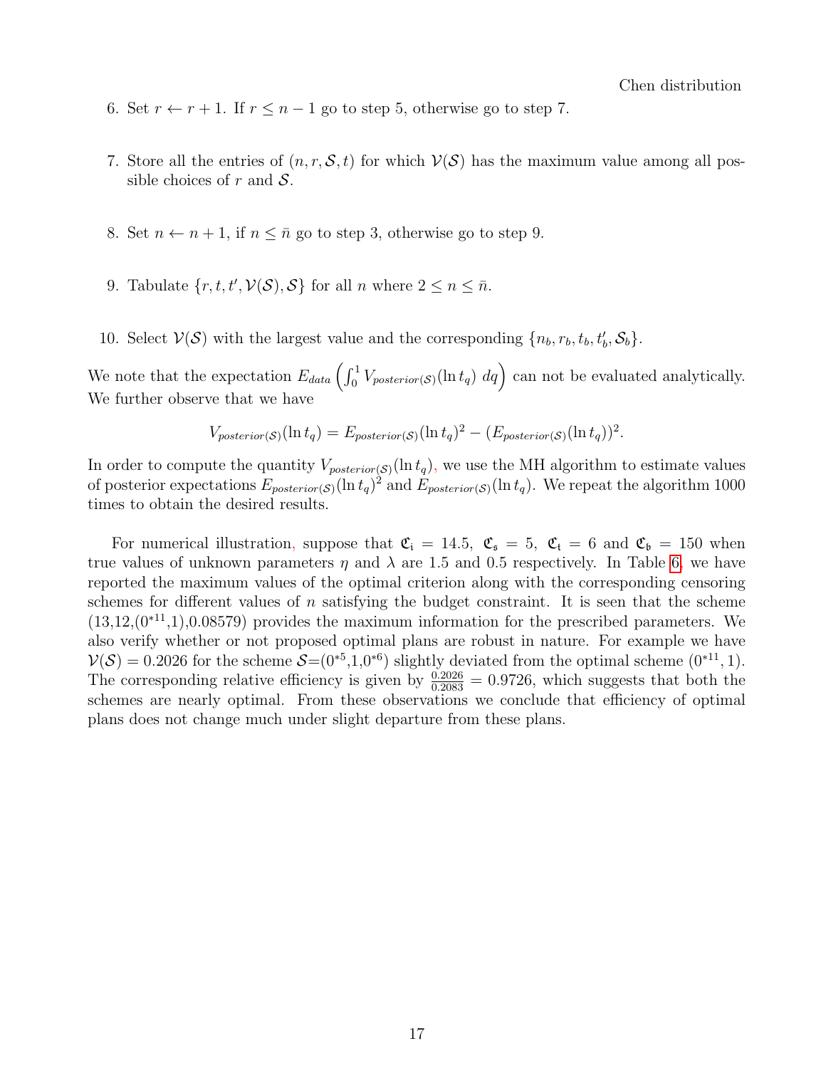6. Set $r \leftarrow r+1$. If $r \leq n-1$ go to step 5, otherwise go to step 7.

7. Store all the entries of $(n, r, \mathcal{S}, t)$ for which $\mathcal{V}(\mathcal{S})$ has the maximum value among all possible choices of $r$ and $\mathcal{S}$.

8. Set $n \leftarrow n+1$, if $n \leq \bar{n}$ go to step 3, otherwise go to step 9.

9. Tabulate $\{r, t, t', \mathcal{V}(\mathcal{S}), \mathcal{S}\}$ for all $n$ where $2 \leq n \leq \bar{n}$.

10. Select $\mathcal{V}(\mathcal{S})$ with the largest value and the corresponding $\{n_b, r_b, t_b, t_b', \mathcal{S}_b\}$.

We note that the expectation $E_{data}\left(\int_0^1 V_{posterior(\mathcal{S})}(\ln t_q)\ dq\right)$ can not be evaluated analytically. We further observe that we have

$$V_{posterior(\mathcal{S})}(\ln t_q) = E_{posterior(\mathcal{S})}(\ln t_q)^2 - (E_{posterior(\mathcal{S})}(\ln t_q))^2.$$

In order to compute the quantity $V_{posterior(\mathcal{S})}(\ln t_q)$, we use the MH algorithm to estimate values of posterior expectations $E_{posterior(\mathcal{S})}(\ln t_q)^2$ and $E_{posterior(\mathcal{S})}(\ln t_q)$. We repeat the algorithm 1000 times to obtain the desired results.

For numerical illustration, suppose that $\mathfrak{C}_{\mathfrak{i}} = 14.5$, $\mathfrak{C}_{\mathfrak{s}} = 5$, $\mathfrak{C}_{\mathfrak{t}} = 6$ and $\mathfrak{C}_{\mathfrak{b}} = 150$ when true values of unknown parameters $\eta$ and $\lambda$ are 1.5 and 0.5 respectively. In Table 6, we have reported the maximum values of the optimal criterion along with the corresponding censoring schemes for different values of $n$ satisfying the budget constraint. It is seen that the scheme (13,12,$(0^{*11},1)$,0.08579) provides the maximum information for the prescribed parameters. We also verify whether or not proposed optimal plans are robust in nature. For example we have $\mathcal{V}(\mathcal{S}) = 0.2026$ for the scheme $\mathcal{S}$=$(0^{*5},1,0^{*6})$ slightly deviated from the optimal scheme $(0^{*11}, 1)$. The corresponding relative efficiency is given by $\frac{0.2026}{0.2083} = 0.9726$, which suggests that both the schemes are nearly optimal. From these observations we conclude that efficiency of optimal plans does not change much under slight departure from these plans.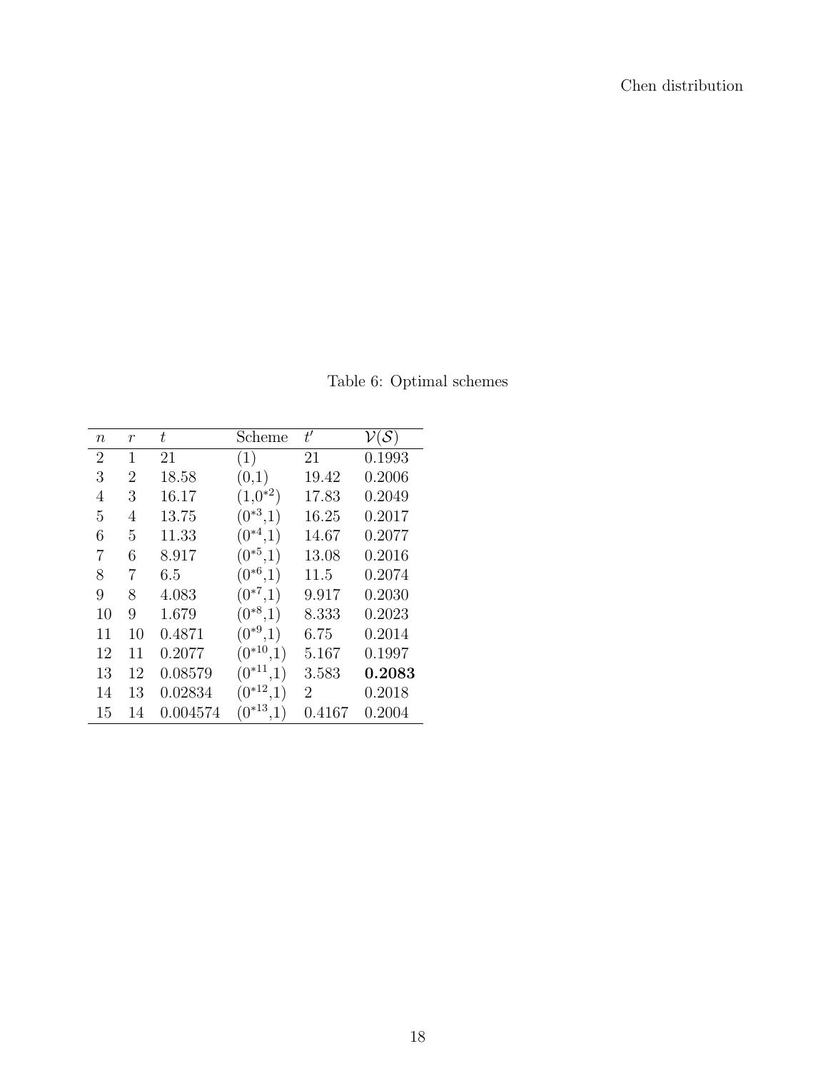Table 6: Optimal schemes

| $n$ | $r$ | $t$ | Scheme | $t'$ | $\mathcal{V}(\mathcal{S})$ |
|---|---|---|---|---|---|
| 2 | 1 | 21 | (1) | 21 | 0.1993 |
| 3 | 2 | 18.58 | (0,1) | 19.42 | 0.2006 |
| 4 | 3 | 16.17 | $(1,0^{*2})$ | 17.83 | 0.2049 |
| 5 | 4 | 13.75 | $(0^{*3},1)$ | 16.25 | 0.2017 |
| 6 | 5 | 11.33 | $(0^{*4},1)$ | 14.67 | 0.2077 |
| 7 | 6 | 8.917 | $(0^{*5},1)$ | 13.08 | 0.2016 |
| 8 | 7 | 6.5 | $(0^{*6},1)$ | 11.5 | 0.2074 |
| 9 | 8 | 4.083 | $(0^{*7},1)$ | 9.917 | 0.2030 |
| 10 | 9 | 1.679 | $(0^{*8},1)$ | 8.333 | 0.2023 |
| 11 | 10 | 0.4871 | $(0^{*9},1)$ | 6.75 | 0.2014 |
| 12 | 11 | 0.2077 | $(0^{*10},1)$ | 5.167 | 0.1997 |
| 13 | 12 | 0.08579 | $(0^{*11},1)$ | 3.583 | **0.2083** |
| 14 | 13 | 0.02834 | $(0^{*12},1)$ | 2 | 0.2018 |
| 15 | 14 | 0.004574 | $(0^{*13},1)$ | 0.4167 | 0.2004 |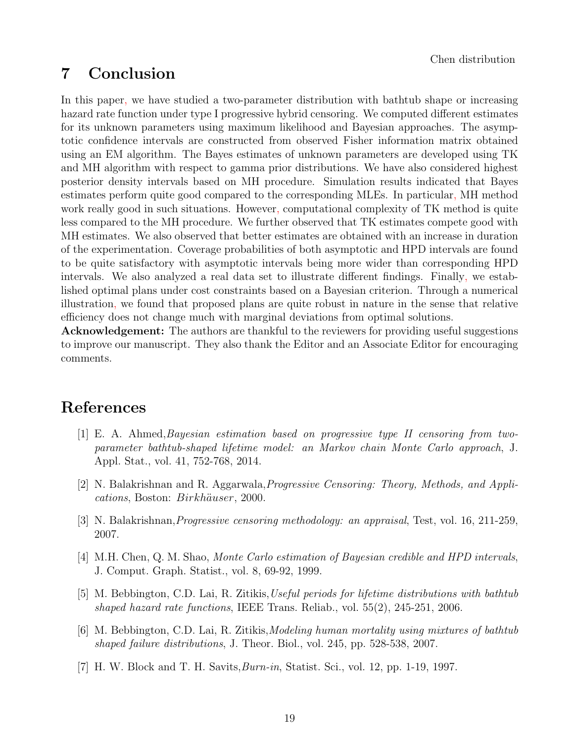# 7 Conclusion

In this paper, we have studied a two-parameter distribution with bathtub shape or increasing hazard rate function under type I progressive hybrid censoring. We computed different estimates for its unknown parameters using maximum likelihood and Bayesian approaches. The asymptotic confidence intervals are constructed from observed Fisher information matrix obtained using an EM algorithm. The Bayes estimates of unknown parameters are developed using TK and MH algorithm with respect to gamma prior distributions. We have also considered highest posterior density intervals based on MH procedure. Simulation results indicated that Bayes estimates perform quite good compared to the corresponding MLEs. In particular, MH method work really good in such situations. However, computational complexity of TK method is quite less compared to the MH procedure. We further observed that TK estimates compete good with MH estimates. We also observed that better estimates are obtained with an increase in duration of the experimentation. Coverage probabilities of both asymptotic and HPD intervals are found to be quite satisfactory with asymptotic intervals being more wider than corresponding HPD intervals. We also analyzed a real data set to illustrate different findings. Finally, we established optimal plans under cost constraints based on a Bayesian criterion. Through a numerical illustration, we found that proposed plans are quite robust in nature in the sense that relative efficiency does not change much with marginal deviations from optimal solutions.

**Acknowledgement:** The authors are thankful to the reviewers for providing useful suggestions to improve our manuscript. They also thank the Editor and an Associate Editor for encouraging comments.

# References

[1] E. A. Ahmed, *Bayesian estimation based on progressive type II censoring from two-parameter bathtub-shaped lifetime model: an Markov chain Monte Carlo approach*, J. Appl. Stat., vol. 41, 752-768, 2014.

[2] N. Balakrishnan and R. Aggarwala, *Progressive Censoring: Theory, Methods, and Applications*, Boston: *Birkhäuser*, 2000.

[3] N. Balakrishnan, *Progressive censoring methodology: an appraisal*, Test, vol. 16, 211-259, 2007.

[4] M.H. Chen, Q. M. Shao, *Monte Carlo estimation of Bayesian credible and HPD intervals*, J. Comput. Graph. Statist., vol. 8, 69-92, 1999.

[5] M. Bebbington, C.D. Lai, R. Zitikis, *Useful periods for lifetime distributions with bathtub shaped hazard rate functions*, IEEE Trans. Reliab., vol. 55(2), 245-251, 2006.

[6] M. Bebbington, C.D. Lai, R. Zitikis, *Modeling human mortality using mixtures of bathtub shaped failure distributions*, J. Theor. Biol., vol. 245, pp. 528-538, 2007.

[7] H. W. Block and T. H. Savits, *Burn-in*, Statist. Sci., vol. 12, pp. 1-19, 1997.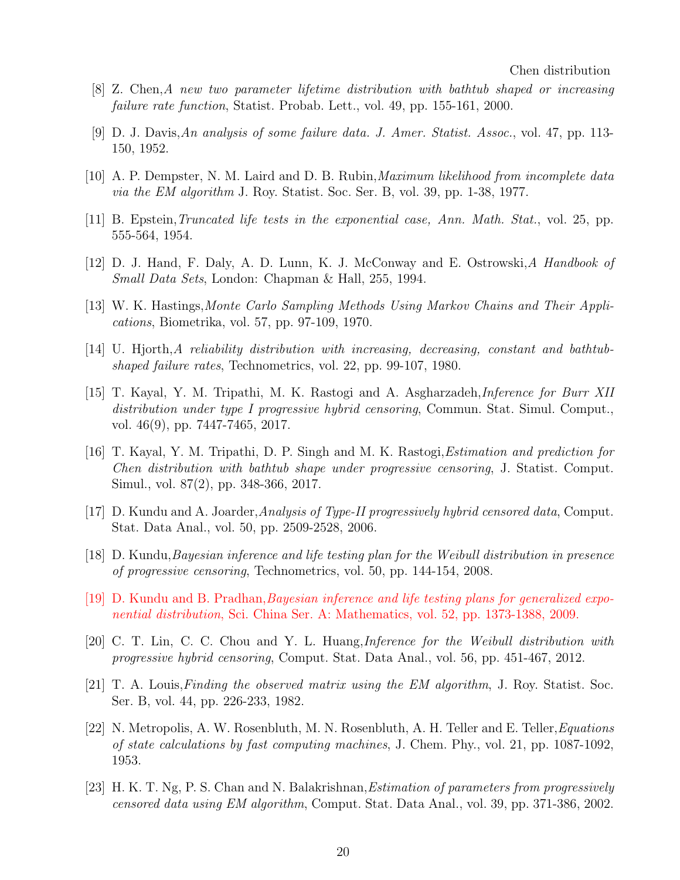[8] Z. Chen, *A new two parameter lifetime distribution with bathtub shaped or increasing failure rate function*, Statist. Probab. Lett., vol. 49, pp. 155-161, 2000.

[9] D. J. Davis, *An analysis of some failure data. J. Amer. Statist. Assoc.*, vol. 47, pp. 113-150, 1952.

[10] A. P. Dempster, N. M. Laird and D. B. Rubin, *Maximum likelihood from incomplete data via the EM algorithm* J. Roy. Statist. Soc. Ser. B, vol. 39, pp. 1-38, 1977.

[11] B. Epstein, *Truncated life tests in the exponential case, Ann. Math. Stat.*, vol. 25, pp. 555-564, 1954.

[12] D. J. Hand, F. Daly, A. D. Lunn, K. J. McConway and E. Ostrowski, *A Handbook of Small Data Sets*, London: Chapman & Hall, 255, 1994.

[13] W. K. Hastings, *Monte Carlo Sampling Methods Using Markov Chains and Their Applications*, Biometrika, vol. 57, pp. 97-109, 1970.

[14] U. Hjorth, *A reliability distribution with increasing, decreasing, constant and bathtub-shaped failure rates*, Technometrics, vol. 22, pp. 99-107, 1980.

[15] T. Kayal, Y. M. Tripathi, M. K. Rastogi and A. Asgharzadeh, *Inference for Burr XII distribution under type I progressive hybrid censoring*, Commun. Stat. Simul. Comput., vol. 46(9), pp. 7447-7465, 2017.

[16] T. Kayal, Y. M. Tripathi, D. P. Singh and M. K. Rastogi, *Estimation and prediction for Chen distribution with bathtub shape under progressive censoring*, J. Statist. Comput. Simul., vol. 87(2), pp. 348-366, 2017.

[17] D. Kundu and A. Joarder, *Analysis of Type-II progressively hybrid censored data*, Comput. Stat. Data Anal., vol. 50, pp. 2509-2528, 2006.

[18] D. Kundu, *Bayesian inference and life testing plan for the Weibull distribution in presence of progressive censoring*, Technometrics, vol. 50, pp. 144-154, 2008.

[19] D. Kundu and B. Pradhan, *Bayesian inference and life testing plans for generalized exponential distribution*, Sci. China Ser. A: Mathematics, vol. 52, pp. 1373-1388, 2009.

[20] C. T. Lin, C. C. Chou and Y. L. Huang, *Inference for the Weibull distribution with progressive hybrid censoring*, Comput. Stat. Data Anal., vol. 56, pp. 451-467, 2012.

[21] T. A. Louis, *Finding the observed matrix using the EM algorithm*, J. Roy. Statist. Soc. Ser. B, vol. 44, pp. 226-233, 1982.

[22] N. Metropolis, A. W. Rosenbluth, M. N. Rosenbluth, A. H. Teller and E. Teller, *Equations of state calculations by fast computing machines*, J. Chem. Phy., vol. 21, pp. 1087-1092, 1953.

[23] H. K. T. Ng, P. S. Chan and N. Balakrishnan, *Estimation of parameters from progressively censored data using EM algorithm*, Comput. Stat. Data Anal., vol. 39, pp. 371-386, 2002.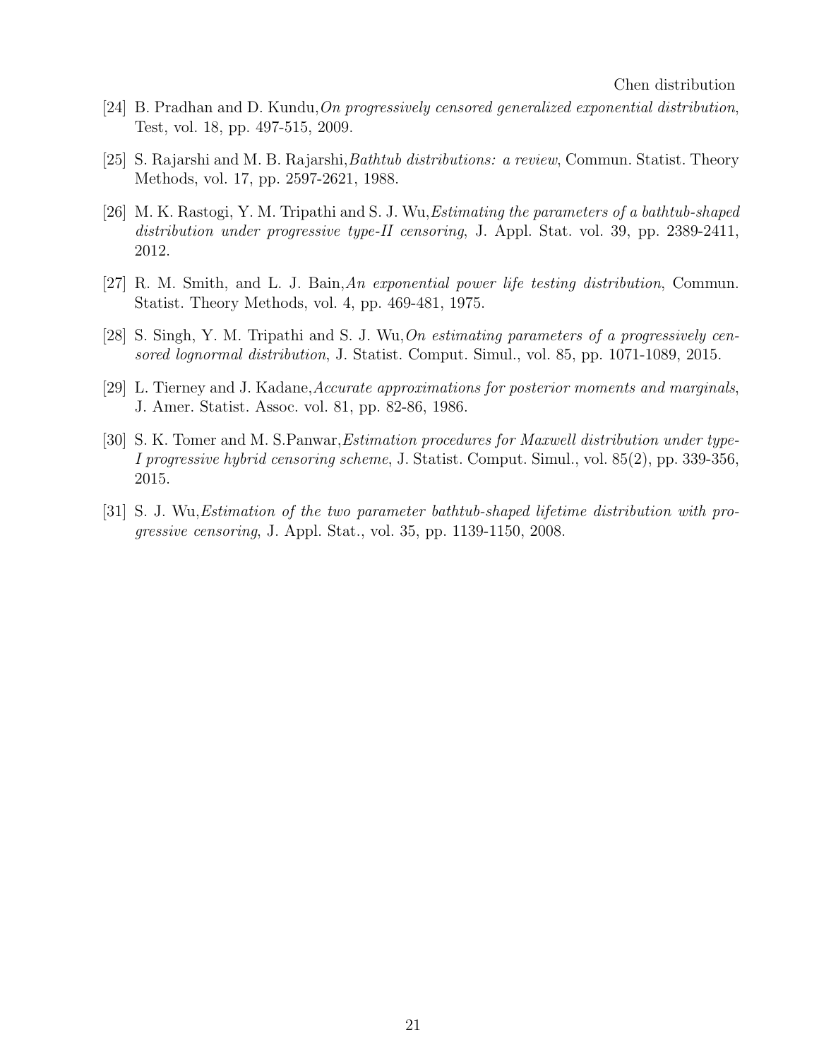[24] B. Pradhan and D. Kundu,*On progressively censored generalized exponential distribution*, Test, vol. 18, pp. 497-515, 2009.

[25] S. Rajarshi and M. B. Rajarshi,*Bathtub distributions: a review*, Commun. Statist. Theory Methods, vol. 17, pp. 2597-2621, 1988.

[26] M. K. Rastogi, Y. M. Tripathi and S. J. Wu,*Estimating the parameters of a bathtub-shaped distribution under progressive type-II censoring*, J. Appl. Stat. vol. 39, pp. 2389-2411, 2012.

[27] R. M. Smith, and L. J. Bain,*An exponential power life testing distribution*, Commun. Statist. Theory Methods, vol. 4, pp. 469-481, 1975.

[28] S. Singh, Y. M. Tripathi and S. J. Wu,*On estimating parameters of a progressively censored lognormal distribution*, J. Statist. Comput. Simul., vol. 85, pp. 1071-1089, 2015.

[29] L. Tierney and J. Kadane,*Accurate approximations for posterior moments and marginals*, J. Amer. Statist. Assoc. vol. 81, pp. 82-86, 1986.

[30] S. K. Tomer and M. S.Panwar,*Estimation procedures for Maxwell distribution under type-I progressive hybrid censoring scheme*, J. Statist. Comput. Simul., vol. 85(2), pp. 339-356, 2015.

[31] S. J. Wu,*Estimation of the two parameter bathtub-shaped lifetime distribution with progressive censoring*, J. Appl. Stat., vol. 35, pp. 1139-1150, 2008.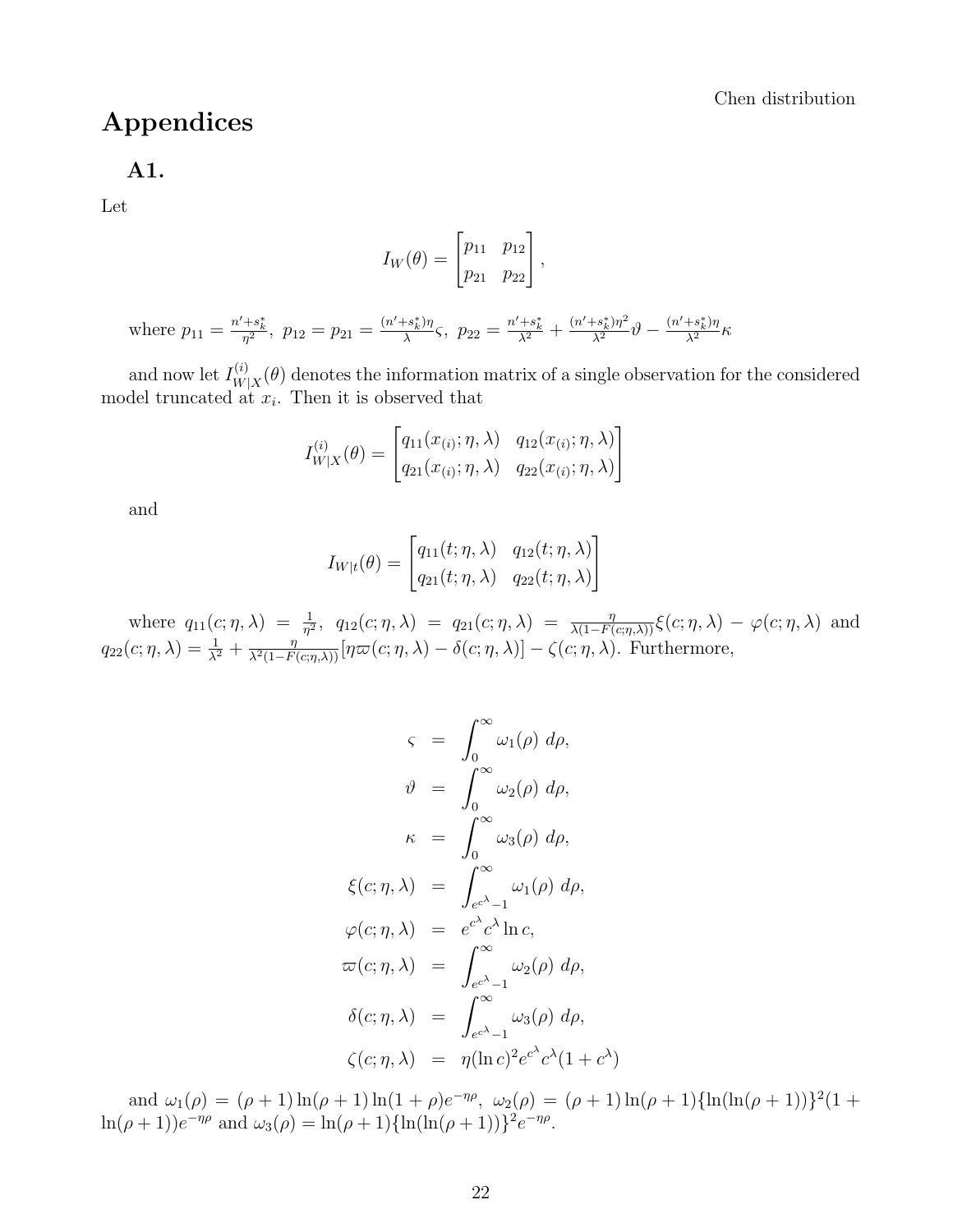# Appendices

## A1.

Let

$$I_W(\theta) = \begin{bmatrix} p_{11} & p_{12} \\ p_{21} & p_{22} \end{bmatrix},$$

where $p_{11} = \frac{n'+s_k^*}{\eta^2}$, $p_{12} = p_{21} = \frac{(n'+s_k^*)\eta}{\lambda}\varsigma$, $p_{22} = \frac{n'+s_k^*}{\lambda^2} + \frac{(n'+s_k^*)\eta^2}{\lambda^2}\vartheta - \frac{(n'+s_k^*)\eta}{\lambda^2}\kappa$

and now let $I_{W|X}^{(i)}(\theta)$ denotes the information matrix of a single observation for the considered model truncated at $x_i$. Then it is observed that

$$I_{W|X}^{(i)}(\theta) = \begin{bmatrix} q_{11}(x_{(i)};\eta,\lambda) & q_{12}(x_{(i)};\eta,\lambda) \\ q_{21}(x_{(i)};\eta,\lambda) & q_{22}(x_{(i)};\eta,\lambda) \end{bmatrix}$$

and

$$I_{W|t}(\theta) = \begin{bmatrix} q_{11}(t;\eta,\lambda) & q_{12}(t;\eta,\lambda) \\ q_{21}(t;\eta,\lambda) & q_{22}(t;\eta,\lambda) \end{bmatrix}$$

where $q_{11}(c;\eta,\lambda) = \frac{1}{\eta^2}$, $q_{12}(c;\eta,\lambda) = q_{21}(c;\eta,\lambda) = \frac{\eta}{\lambda(1-F(c;\eta,\lambda))}\xi(c;\eta,\lambda) - \varphi(c;\eta,\lambda)$ and $q_{22}(c;\eta,\lambda) = \frac{1}{\lambda^2} + \frac{\eta}{\lambda^2(1-F(c;\eta,\lambda))}[\eta\varpi(c;\eta,\lambda) - \delta(c;\eta,\lambda)] - \zeta(c;\eta,\lambda)$. Furthermore,

$$\begin{aligned}
\varsigma &= \int_0^\infty \omega_1(\rho)\ d\rho, \\
\vartheta &= \int_0^\infty \omega_2(\rho)\ d\rho, \\
\kappa &= \int_0^\infty \omega_3(\rho)\ d\rho, \\
\xi(c;\eta,\lambda) &= \int_{e^{c^\lambda}-1}^\infty \omega_1(\rho)\ d\rho, \\
\varphi(c;\eta,\lambda) &= e^{c^\lambda}c^\lambda \ln c, \\
\varpi(c;\eta,\lambda) &= \int_{e^{c^\lambda}-1}^\infty \omega_2(\rho)\ d\rho, \\
\delta(c;\eta,\lambda) &= \int_{e^{c^\lambda}-1}^\infty \omega_3(\rho)\ d\rho, \\
\zeta(c;\eta,\lambda) &= \eta(\ln c)^2 e^{c^\lambda}c^\lambda(1+c^\lambda)
\end{aligned}$$

and $\omega_1(\rho) = (\rho+1)\ln(\rho+1)\ln(1+\rho)e^{-\eta\rho}$, $\omega_2(\rho) = (\rho+1)\ln(\rho+1)\{\ln(\ln(\rho+1))\}^2(1+\ln(\rho+1))e^{-\eta\rho}$ and $\omega_3(\rho) = \ln(\rho+1)\{\ln(\ln(\rho+1))\}^2 e^{-\eta\rho}$.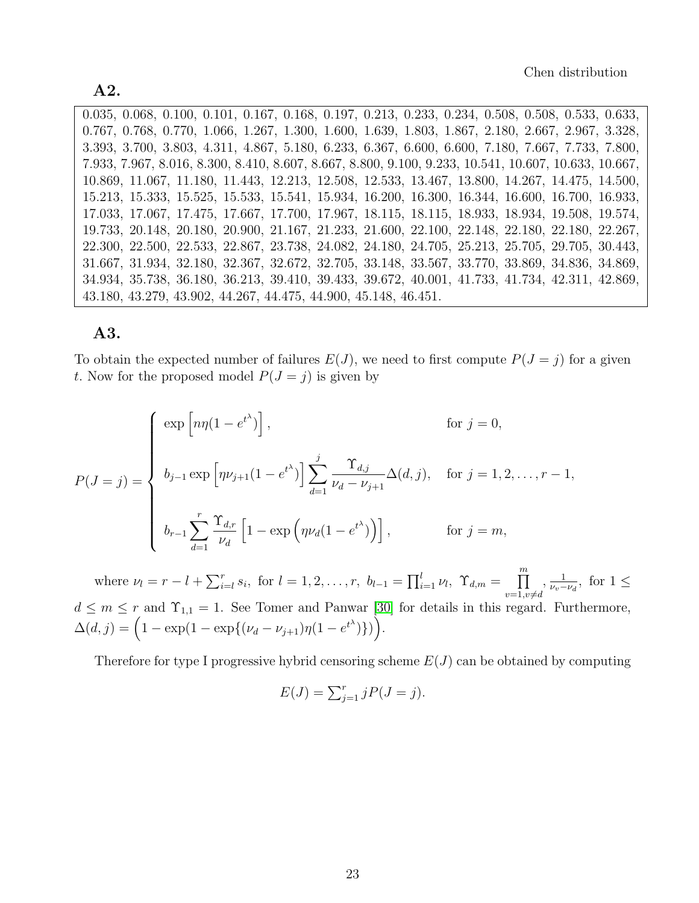## A2.

0.035, 0.068, 0.100, 0.101, 0.167, 0.168, 0.197, 0.213, 0.233, 0.234, 0.508, 0.508, 0.533, 0.633, 0.767, 0.768, 0.770, 1.066, 1.267, 1.300, 1.600, 1.639, 1.803, 1.867, 2.180, 2.667, 2.967, 3.328, 3.393, 3.700, 3.803, 4.311, 4.867, 5.180, 6.233, 6.367, 6.600, 6.600, 7.180, 7.667, 7.733, 7.800, 7.933, 7.967, 8.016, 8.300, 8.410, 8.607, 8.667, 8.800, 9.100, 9.233, 10.541, 10.607, 10.633, 10.667, 10.869, 11.067, 11.180, 11.443, 12.213, 12.508, 12.533, 13.467, 13.800, 14.267, 14.475, 14.500, 15.213, 15.333, 15.525, 15.533, 15.541, 15.934, 16.200, 16.300, 16.344, 16.600, 16.700, 16.933, 17.033, 17.067, 17.475, 17.667, 17.700, 17.967, 18.115, 18.115, 18.933, 18.934, 19.508, 19.574, 19.733, 20.148, 20.180, 20.900, 21.167, 21.233, 21.600, 22.100, 22.148, 22.180, 22.180, 22.267, 22.300, 22.500, 22.533, 22.867, 23.738, 24.082, 24.180, 24.705, 25.213, 25.705, 29.705, 30.443, 31.667, 31.934, 32.180, 32.367, 32.672, 32.705, 33.148, 33.567, 33.770, 33.869, 34.836, 34.869, 34.934, 35.738, 36.180, 36.213, 39.410, 39.433, 39.672, 40.001, 41.733, 41.734, 42.311, 42.869, 43.180, 43.279, 43.902, 44.267, 44.475, 44.900, 45.148, 46.451.

## A3.

To obtain the expected number of failures $E(J)$, we need to first compute $P(J = j)$ for a given $t$. Now for the proposed model $P(J = j)$ is given by

$$
P(J=j) = \begin{cases}
\exp\left[n\eta(1-e^{t^{\lambda}})\right], & \text{for } j = 0, \\[2ex]
b_{j-1}\exp\left[\eta\nu_{j+1}(1-e^{t^{\lambda}})\right]\displaystyle\sum_{d=1}^{j}\frac{\Upsilon_{d,j}}{\nu_d-\nu_{j+1}}\Delta(d,j), & \text{for } j = 1,2,\ldots,r-1, \\[2ex]
b_{r-1}\displaystyle\sum_{d=1}^{r}\frac{\Upsilon_{d,r}}{\nu_d}\left[1-\exp\left(\eta\nu_d(1-e^{t^{\lambda}})\right)\right], & \text{for } j = m,
\end{cases}
$$

where $\nu_l = r - l + \sum_{i=l}^{r} s_i$, for $l = 1, 2, \ldots, r$, $b_{l-1} = \prod_{i=1}^{l}\nu_l$, $\Upsilon_{d,m} = \prod_{v=1, v\neq d}^{m}, \frac{1}{\nu_v-\nu_d}$, for $1 \leq d \leq m \leq r$ and $\Upsilon_{1,1} = 1$. See Tomer and Panwar [30] for details in this regard. Furthermore, $\Delta(d,j) = \Big(1 - \exp(1 - \exp\{(\nu_d - \nu_{j+1})\eta(1 - e^{t^{\lambda}})\})\Big)$.

Therefore for type I progressive hybrid censoring scheme $E(J)$ can be obtained by computing

$$E(J) = \textstyle\sum_{j=1}^{r} jP(J = j).$$